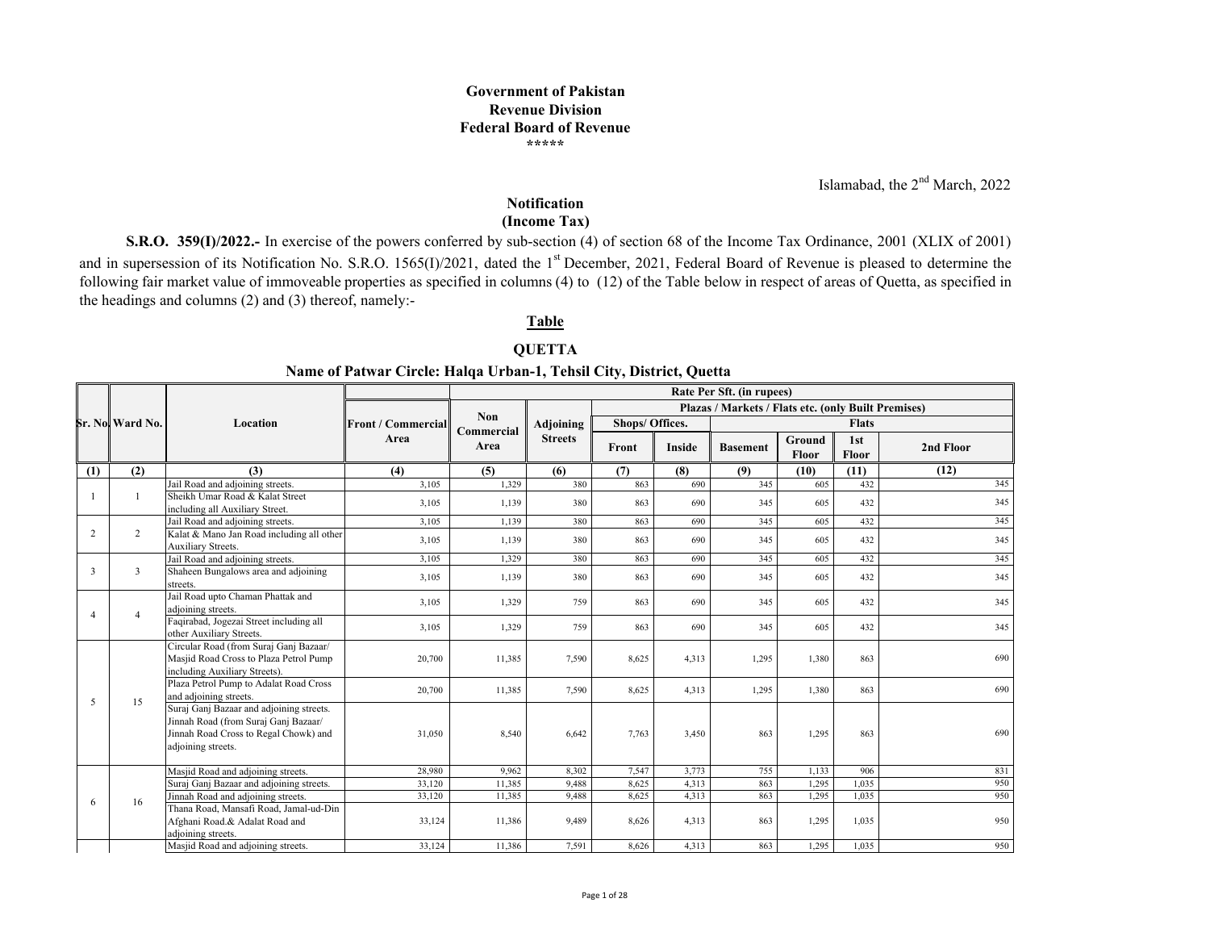**Government of Pakistan**
**Revenue Division**
**Federal Board of Revenue**
*****

Islamabad, the 2nd March, 2022

## Notification
## (Income Tax)

**S.R.O. 359(I)/2022.-** In exercise of the powers conferred by sub-section (4) of section 68 of the Income Tax Ordinance, 2001 (XLIX of 2001) and in supersession of its Notification No. S.R.O. 1565(I)/2021, dated the 1st December, 2021, Federal Board of Revenue is pleased to determine the following fair market value of immoveable properties as specified in columns (4) to (12) of the Table below in respect of areas of Quetta, as specified in the headings and columns (2) and (3) thereof, namely:-

**Table**

**QUETTA**

**Name of Patwar Circle: Halqa Urban-1, Tehsil City, District, Quetta**

| Sr. No. | Ward No. | Location | Rate Per Sft. (in rupees) | | | | | | | | |
|---|---|---|---|---|---|---|---|---|---|---|---|
| | | | Front / Commercial Area | Non Commercial Area | Adjoining Streets | Plazas / Markets / Flats etc. (only Built Premises) | | | | | |
| | | | | | | Shops/ Offices. | | Flats | | | |
| | | | | | | Front | Inside | Basement | Ground Floor | 1st Floor | 2nd Floor |
| (1) | (2) | (3) | (4) | (5) | (6) | (7) | (8) | (9) | (10) | (11) | (12) |
| 1 | 1 | Jail Road and adjoining streets. | 3,105 | 1,329 | 380 | 863 | 690 | 345 | 605 | 432 | 345 |
| | | Sheikh Umar Road & Kalat Street including all Auxiliary Street. | 3,105 | 1,139 | 380 | 863 | 690 | 345 | 605 | 432 | 345 |
| 2 | 2 | Jail Road and adjoining streets. | 3,105 | 1,139 | 380 | 863 | 690 | 345 | 605 | 432 | 345 |
| | | Kalat & Mano Jan Road including all other Auxiliary Streets. | 3,105 | 1,139 | 380 | 863 | 690 | 345 | 605 | 432 | 345 |
| 3 | 3 | Jail Road and adjoining streets. | 3,105 | 1,329 | 380 | 863 | 690 | 345 | 605 | 432 | 345 |
| | | Shaheen Bungalows area and adjoining streets. | 3,105 | 1,139 | 380 | 863 | 690 | 345 | 605 | 432 | 345 |
| 4 | 4 | Jail Road upto Chaman Phattak and adjoining streets. | 3,105 | 1,329 | 759 | 863 | 690 | 345 | 605 | 432 | 345 |
| | | Faqirabad, Jogezai Street including all other Auxiliary Streets. | 3,105 | 1,329 | 759 | 863 | 690 | 345 | 605 | 432 | 345 |
| 5 | 15 | Circular Road (from Suraj Ganj Bazaar/ Masjid Road Cross to Plaza Petrol Pump including Auxiliary Streets). | 20,700 | 11,385 | 7,590 | 8,625 | 4,313 | 1,295 | 1,380 | 863 | 690 |
| | | Plaza Petrol Pump to Adalat Road Cross and adjoining streets. | 20,700 | 11,385 | 7,590 | 8,625 | 4,313 | 1,295 | 1,380 | 863 | 690 |
| | | Suraj Ganj Bazaar and adjoining streets. Jinnah Road (from Suraj Ganj Bazaar/ Jinnah Road Cross to Regal Chowk) and adjoining streets. | 31,050 | 8,540 | 6,642 | 7,763 | 3,450 | 863 | 1,295 | 863 | 690 |
| 6 | 16 | Masjid Road and adjoining streets. | 28,980 | 9,962 | 8,302 | 7,547 | 3,773 | 755 | 1,133 | 906 | 831 |
| | | Suraj Ganj Bazaar and adjoining streets. | 33,120 | 11,385 | 9,488 | 8,625 | 4,313 | 863 | 1,295 | 1,035 | 950 |
| | | Jinnah Road and adjoining streets. | 33,120 | 11,385 | 9,488 | 8,625 | 4,313 | 863 | 1,295 | 1,035 | 950 |
| | | Thana Road, Mansafi Road, Jamal-ud-Din Afghani Road.& Adalat Road and adjoining streets. | 33,124 | 11,386 | 9,489 | 8,626 | 4,313 | 863 | 1,295 | 1,035 | 950 |
| | | Masjid Road and adjoining streets. | 33,124 | 11,386 | 7,591 | 8,626 | 4,313 | 863 | 1,295 | 1,035 | 950 |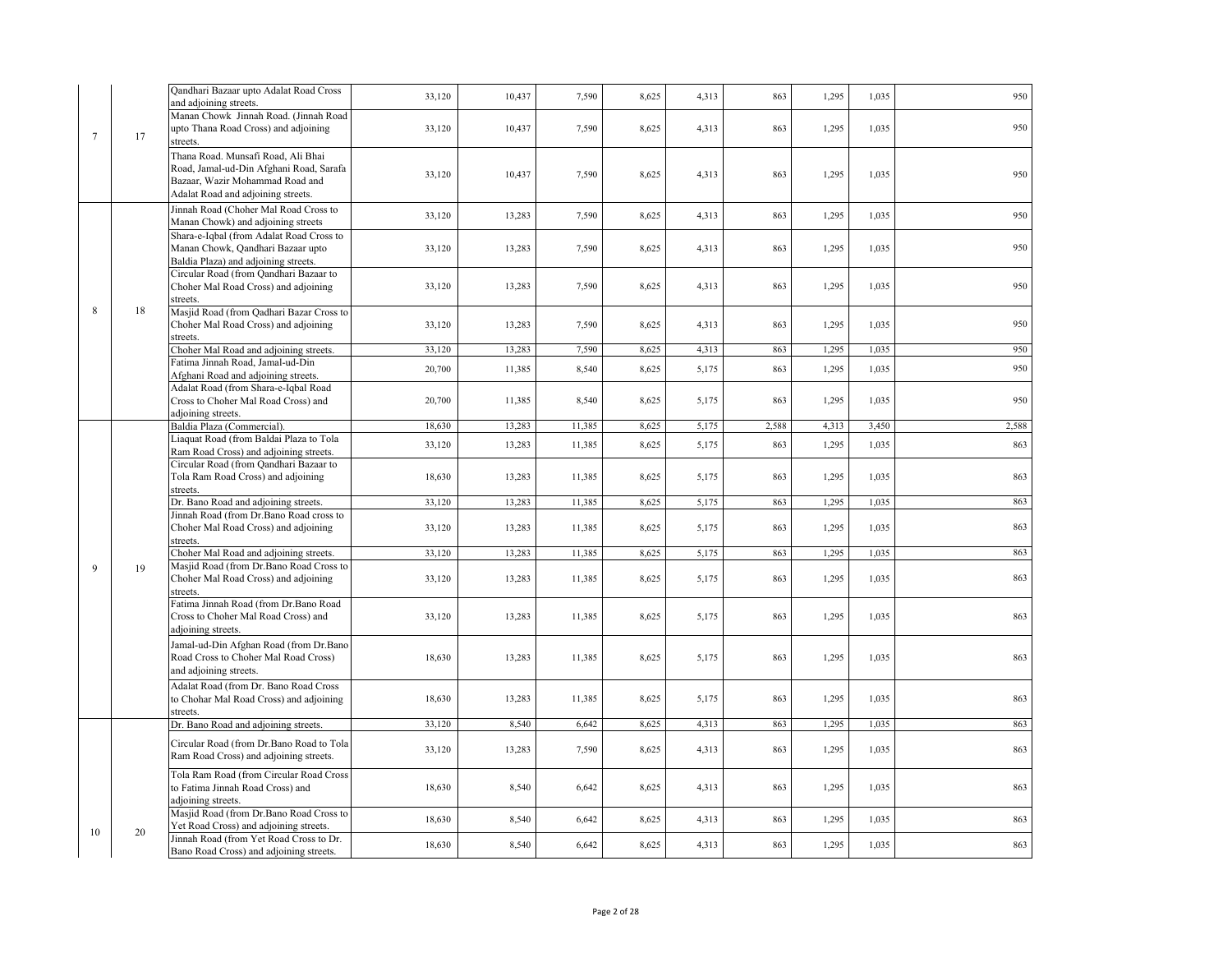|  |  |  |  |  |  |  |  |  |  |  |  |
|---|---|---|---|---|---|---|---|---|---|---|---|
| 7 | 17 | Qandhari Bazaar upto Adalat Road Cross and adjoining streets. | 33,120 | 10,437 | 7,590 | 8,625 | 4,313 | 863 | 1,295 | 1,035 | 950 |
|  |  | Manan Chowk Jinnah Road. (Jinnah Road upto Thana Road Cross) and adjoining streets. | 33,120 | 10,437 | 7,590 | 8,625 | 4,313 | 863 | 1,295 | 1,035 | 950 |
|  |  | Thana Road. Munsafi Road, Ali Bhai Road, Jamal-ud-Din Afghani Road, Sarafa Bazaar, Wazir Mohammad Road and Adalat Road and adjoining streets. | 33,120 | 10,437 | 7,590 | 8,625 | 4,313 | 863 | 1,295 | 1,035 | 950 |
| 8 | 18 | Jinnah Road (Choher Mal Road Cross to Manan Chowk) and adjoining streets | 33,120 | 13,283 | 7,590 | 8,625 | 4,313 | 863 | 1,295 | 1,035 | 950 |
|  |  | Shara-e-Iqbal (from Adalat Road Cross to Manan Chowk, Qandhari Bazaar upto Baldia Plaza) and adjoining streets. | 33,120 | 13,283 | 7,590 | 8,625 | 4,313 | 863 | 1,295 | 1,035 | 950 |
|  |  | Circular Road (from Qandhari Bazaar to Choher Mal Road Cross) and adjoining streets. | 33,120 | 13,283 | 7,590 | 8,625 | 4,313 | 863 | 1,295 | 1,035 | 950 |
|  |  | Masjid Road (from Qadhari Bazar Cross to Choher Mal Road Cross) and adjoining streets. | 33,120 | 13,283 | 7,590 | 8,625 | 4,313 | 863 | 1,295 | 1,035 | 950 |
|  |  | Choher Mal Road and adjoining streets. | 33,120 | 13,283 | 7,590 | 8,625 | 4,313 | 863 | 1,295 | 1,035 | 950 |
|  |  | Fatima Jinnah Road, Jamal-ud-Din Afghani Road and adjoining streets. | 20,700 | 11,385 | 8,540 | 8,625 | 5,175 | 863 | 1,295 | 1,035 | 950 |
|  |  | Adalat Road (from Shara-e-Iqbal Road Cross to Choher Mal Road Cross) and adjoining streets. | 20,700 | 11,385 | 8,540 | 8,625 | 5,175 | 863 | 1,295 | 1,035 | 950 |
| 9 | 19 | Baldia Plaza (Commercial). | 18,630 | 13,283 | 11,385 | 8,625 | 5,175 | 2,588 | 4,313 | 3,450 | 2,588 |
|  |  | Liaquat Road (from Baldai Plaza to Tola Ram Road Cross) and adjoining streets. | 33,120 | 13,283 | 11,385 | 8,625 | 5,175 | 863 | 1,295 | 1,035 | 863 |
|  |  | Circular Road (from Qandhari Bazaar to Tola Ram Road Cross) and adjoining streets. | 18,630 | 13,283 | 11,385 | 8,625 | 5,175 | 863 | 1,295 | 1,035 | 863 |
|  |  | Dr. Bano Road and adjoining streets. | 33,120 | 13,283 | 11,385 | 8,625 | 5,175 | 863 | 1,295 | 1,035 | 863 |
|  |  | Jinnah Road (from Dr.Bano Road cross to Choher Mal Road Cross) and adjoining streets. | 33,120 | 13,283 | 11,385 | 8,625 | 5,175 | 863 | 1,295 | 1,035 | 863 |
|  |  | Choher Mal Road and adjoining streets. | 33,120 | 13,283 | 11,385 | 8,625 | 5,175 | 863 | 1,295 | 1,035 | 863 |
|  |  | Masjid Road (from Dr.Bano Road Cross to Choher Mal Road Cross) and adjoining streets. | 33,120 | 13,283 | 11,385 | 8,625 | 5,175 | 863 | 1,295 | 1,035 | 863 |
|  |  | Fatima Jinnah Road (from Dr.Bano Road Cross to Choher Mal Road Cross) and adjoining streets. | 33,120 | 13,283 | 11,385 | 8,625 | 5,175 | 863 | 1,295 | 1,035 | 863 |
|  |  | Jamal-ud-Din Afghan Road (from Dr.Bano Road Cross to Choher Mal Road Cross) and adjoining streets. | 18,630 | 13,283 | 11,385 | 8,625 | 5,175 | 863 | 1,295 | 1,035 | 863 |
|  |  | Adalat Road (from Dr. Bano Road Cross to Chohar Mal Road Cross) and adjoining streets. | 18,630 | 13,283 | 11,385 | 8,625 | 5,175 | 863 | 1,295 | 1,035 | 863 |
| 10 | 20 | Dr. Bano Road and adjoining streets. | 33,120 | 8,540 | 6,642 | 8,625 | 4,313 | 863 | 1,295 | 1,035 | 863 |
|  |  | Circular Road (from Dr.Bano Road to Tola Ram Road Cross) and adjoining streets. | 33,120 | 13,283 | 7,590 | 8,625 | 4,313 | 863 | 1,295 | 1,035 | 863 |
|  |  | Tola Ram Road (from Circular Road Cross to Fatima Jinnah Road Cross) and adjoining streets. | 18,630 | 8,540 | 6,642 | 8,625 | 4,313 | 863 | 1,295 | 1,035 | 863 |
|  |  | Masjid Road (from Dr.Bano Road Cross to Yet Road Cross) and adjoining streets. | 18,630 | 8,540 | 6,642 | 8,625 | 4,313 | 863 | 1,295 | 1,035 | 863 |
|  |  | Jinnah Road (from Yet Road Cross to Dr. Bano Road Cross) and adjoining streets. | 18,630 | 8,540 | 6,642 | 8,625 | 4,313 | 863 | 1,295 | 1,035 | 863 |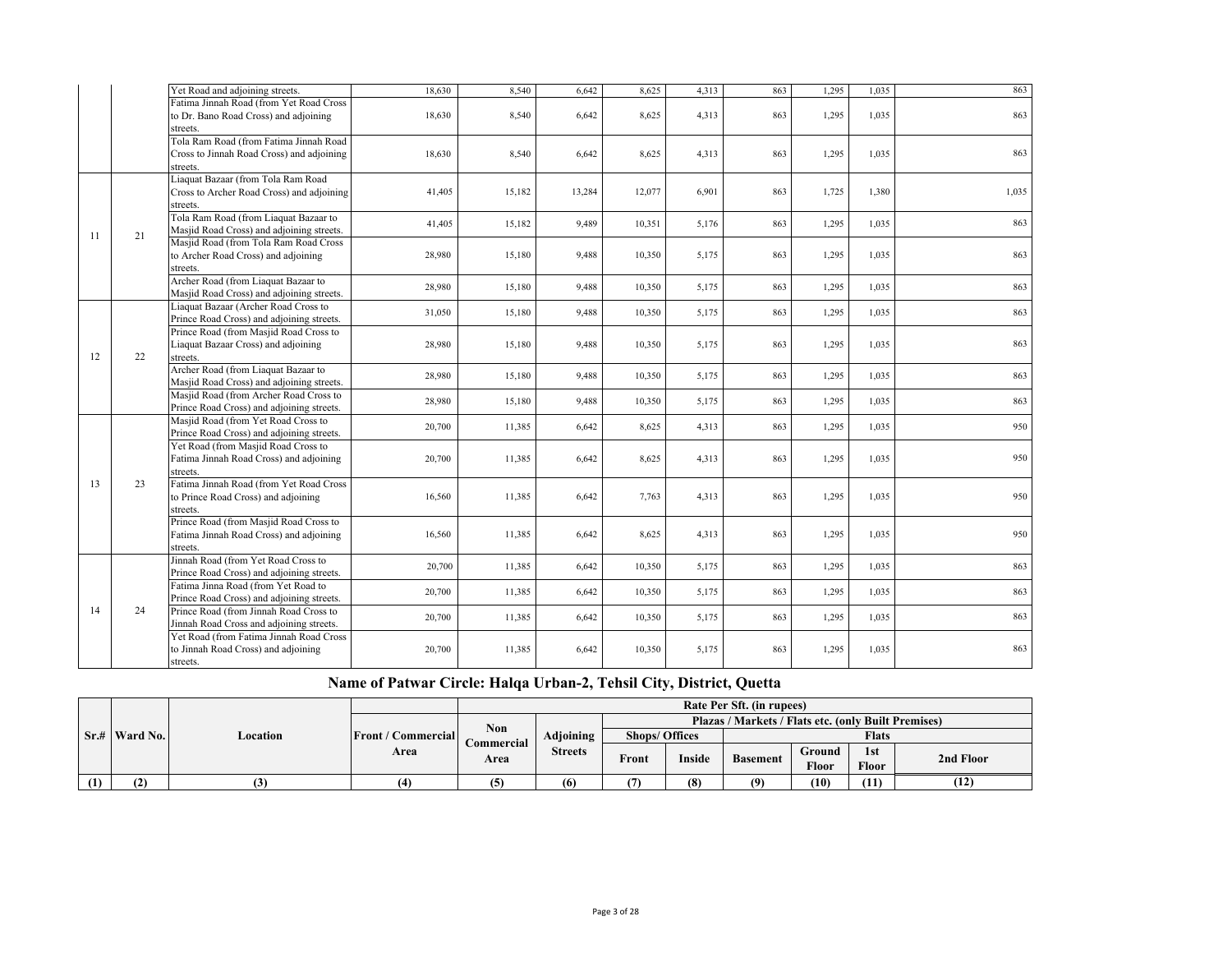| | | | | | | | | | | | |
|---|---|---|---|---|---|---|---|---|---|---|---|
| | | Yet Road and adjoining streets. | 18,630 | 8,540 | 6,642 | 8,625 | 4,313 | 863 | 1,295 | 1,035 | 863 |
| | | Fatima Jinnah Road (from Yet Road Cross to Dr. Bano Road Cross) and adjoining streets. | 18,630 | 8,540 | 6,642 | 8,625 | 4,313 | 863 | 1,295 | 1,035 | 863 |
| | | Tola Ram Road (from Fatima Jinnah Road Cross to Jinnah Road Cross) and adjoining streets. | 18,630 | 8,540 | 6,642 | 8,625 | 4,313 | 863 | 1,295 | 1,035 | 863 |
| 11 | 21 | Liaquat Bazaar (from Tola Ram Road Cross to Archer Road Cross) and adjoining streets. | 41,405 | 15,182 | 13,284 | 12,077 | 6,901 | 863 | 1,725 | 1,380 | 1,035 |
| | | Tola Ram Road (from Liaquat Bazaar to Masjid Road Cross) and adjoining streets. | 41,405 | 15,182 | 9,489 | 10,351 | 5,176 | 863 | 1,295 | 1,035 | 863 |
| | | Masjid Road (from Tola Ram Road Cross to Archer Road Cross) and adjoining streets. | 28,980 | 15,180 | 9,488 | 10,350 | 5,175 | 863 | 1,295 | 1,035 | 863 |
| | | Archer Road (from Liaquat Bazaar to Masjid Road Cross) and adjoining streets. | 28,980 | 15,180 | 9,488 | 10,350 | 5,175 | 863 | 1,295 | 1,035 | 863 |
| 12 | 22 | Liaquat Bazaar (Archer Road Cross to Prince Road Cross) and adjoining streets. | 31,050 | 15,180 | 9,488 | 10,350 | 5,175 | 863 | 1,295 | 1,035 | 863 |
| | | Prince Road (from Masjid Road Cross to Liaquat Bazaar Cross) and adjoining streets. | 28,980 | 15,180 | 9,488 | 10,350 | 5,175 | 863 | 1,295 | 1,035 | 863 |
| | | Archer Road (from Liaquat Bazaar to Masjid Road Cross) and adjoining streets. | 28,980 | 15,180 | 9,488 | 10,350 | 5,175 | 863 | 1,295 | 1,035 | 863 |
| | | Masjid Road (from Archer Road Cross to Prince Road Cross) and adjoining streets. | 28,980 | 15,180 | 9,488 | 10,350 | 5,175 | 863 | 1,295 | 1,035 | 863 |
| 13 | 23 | Masjid Road (from Yet Road Cross to Prince Road Cross) and adjoining streets. | 20,700 | 11,385 | 6,642 | 8,625 | 4,313 | 863 | 1,295 | 1,035 | 950 |
| | | Yet Road (from Masjid Road Cross to Fatima Jinnah Road Cross) and adjoining streets. | 20,700 | 11,385 | 6,642 | 8,625 | 4,313 | 863 | 1,295 | 1,035 | 950 |
| | | Fatima Jinnah Road (from Yet Road Cross to Prince Road Cross) and adjoining streets. | 16,560 | 11,385 | 6,642 | 7,763 | 4,313 | 863 | 1,295 | 1,035 | 950 |
| | | Prince Road (from Masjid Road Cross to Fatima Jinnah Road Cross) and adjoining streets. | 16,560 | 11,385 | 6,642 | 8,625 | 4,313 | 863 | 1,295 | 1,035 | 950 |
| 14 | 24 | Jinnah Road (from Yet Road Cross to Prince Road Cross) and adjoining streets. | 20,700 | 11,385 | 6,642 | 10,350 | 5,175 | 863 | 1,295 | 1,035 | 863 |
| | | Fatima Jinna Road (from Yet Road to Prince Road Cross) and adjoining streets. | 20,700 | 11,385 | 6,642 | 10,350 | 5,175 | 863 | 1,295 | 1,035 | 863 |
| | | Prince Road (from Jinnah Road Cross to Jinnah Road Cross and adjoining streets. | 20,700 | 11,385 | 6,642 | 10,350 | 5,175 | 863 | 1,295 | 1,035 | 863 |
| | | Yet Road (from Fatima Jinnah Road Cross to Jinnah Road Cross) and adjoining streets. | 20,700 | 11,385 | 6,642 | 10,350 | 5,175 | 863 | 1,295 | 1,035 | 863 |

## Name of Patwar Circle: Halqa Urban-2, Tehsil City, District, Quetta

| Sr.# | Ward No. | Location | Front / Commercial Area | Rate Per Sft. (in rupees) | | | | | | | |
|---|---|---|---|---|---|---|---|---|---|---|---|
| | | | | Non Commercial Area | Adjoining Streets | Plazas / Markets / Flats etc. (only Built Premises) | | | | | |
| | | | | | | Shops/ Offices | | Flats | | | |
| | | | | | | Front | Inside | Basement | Ground Floor | 1st Floor | 2nd Floor |
| (1) | (2) | (3) | (4) | (5) | (6) | (7) | (8) | (9) | (10) | (11) | (12) |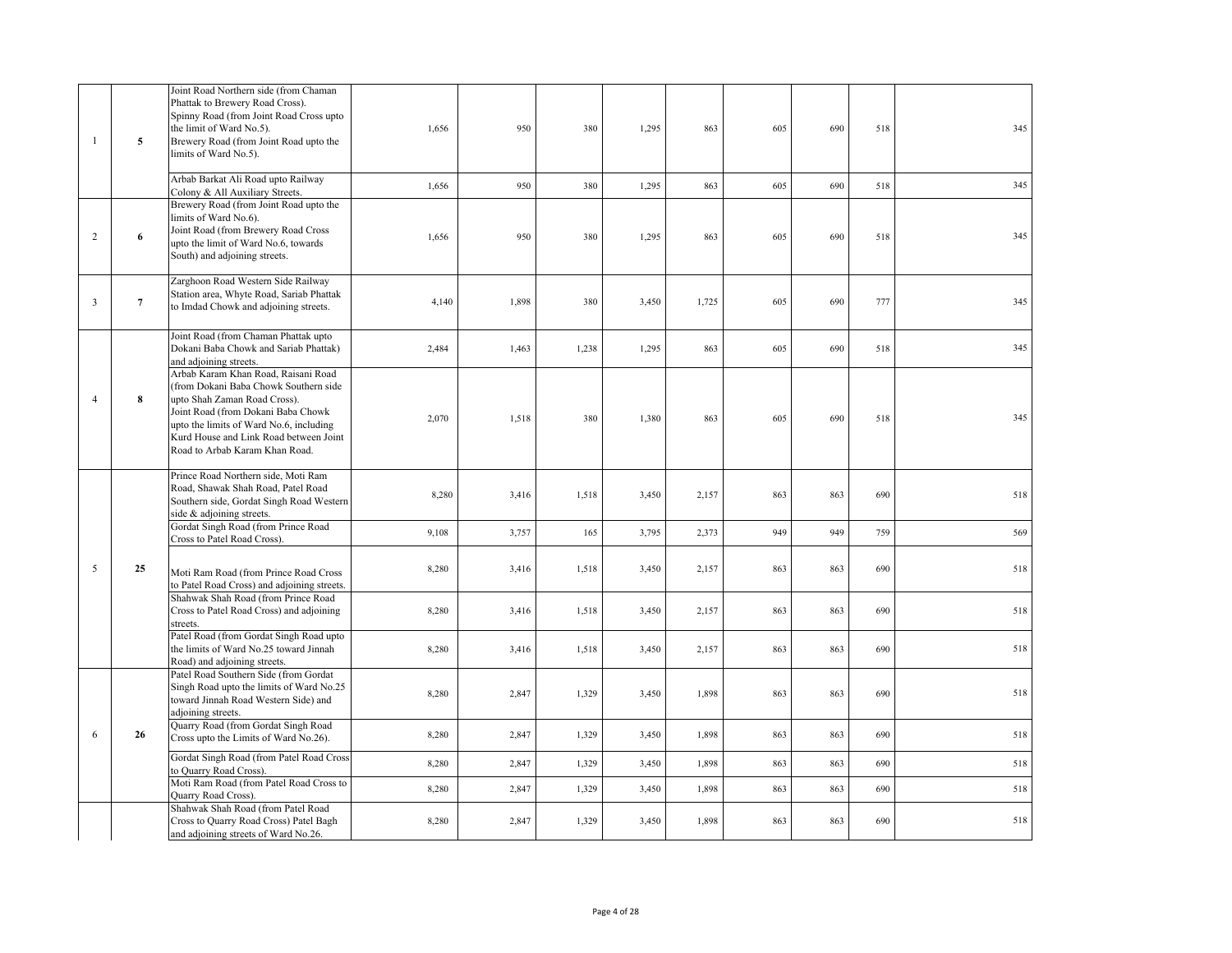| | | | | | | | | | | | |
|---|---|---|---|---|---|---|---|---|---|---|---|
| 1 | 5 | Joint Road Northern side (from Chaman Phattak to Brewery Road Cross). Spinny Road (from Joint Road Cross upto the limit of Ward No.5). Brewery Road (from Joint Road upto the limits of Ward No.5). | 1,656 | 950 | 380 | 1,295 | 863 | 605 | 690 | 518 | 345 |
| | | Arbab Barkat Ali Road upto Railway Colony & All Auxiliary Streets. | 1,656 | 950 | 380 | 1,295 | 863 | 605 | 690 | 518 | 345 |
| 2 | 6 | Brewery Road (from Joint Road upto the limits of Ward No.6). Joint Road (from Brewery Road Cross upto the limit of Ward No.6, towards South) and adjoining streets. | 1,656 | 950 | 380 | 1,295 | 863 | 605 | 690 | 518 | 345 |
| 3 | 7 | Zarghoon Road Western Side Railway Station area, Whyte Road, Sariab Phattak to Imdad Chowk and adjoining streets. | 4,140 | 1,898 | 380 | 3,450 | 1,725 | 605 | 690 | 777 | 345 |
| 4 | 8 | Joint Road (from Chaman Phattak upto Dokani Baba Chowk and Sariab Phattak) and adjoining streets. | 2,484 | 1,463 | 1,238 | 1,295 | 863 | 605 | 690 | 518 | 345 |
| | | Arbab Karam Khan Road, Raisani Road (from Dokani Baba Chowk Southern side upto Shah Zaman Road Cross). Joint Road (from Dokani Baba Chowk upto the limits of Ward No.6, including Kurd House and Link Road between Joint Road to Arbab Karam Khan Road. | 2,070 | 1,518 | 380 | 1,380 | 863 | 605 | 690 | 518 | 345 |
| 5 | 25 | Prince Road Northern side, Moti Ram Road, Shawak Shah Road, Patel Road Southern side, Gordat Singh Road Western side & adjoining streets. | 8,280 | 3,416 | 1,518 | 3,450 | 2,157 | 863 | 863 | 690 | 518 |
| | | Gordat Singh Road (from Prince Road Cross to Patel Road Cross). | 9,108 | 3,757 | 165 | 3,795 | 2,373 | 949 | 949 | 759 | 569 |
| | | Moti Ram Road (from Prince Road Cross to Patel Road Cross) and adjoining streets. | 8,280 | 3,416 | 1,518 | 3,450 | 2,157 | 863 | 863 | 690 | 518 |
| | | Shahwak Shah Road (from Prince Road Cross to Patel Road Cross) and adjoining streets. | 8,280 | 3,416 | 1,518 | 3,450 | 2,157 | 863 | 863 | 690 | 518 |
| | | Patel Road (from Gordat Singh Road upto the limits of Ward No.25 toward Jinnah Road) and adjoining streets. | 8,280 | 3,416 | 1,518 | 3,450 | 2,157 | 863 | 863 | 690 | 518 |
| 6 | 26 | Patel Road Southern Side (from Gordat Singh Road upto the limits of Ward No.25 toward Jinnah Road Western Side) and adjoining streets. | 8,280 | 2,847 | 1,329 | 3,450 | 1,898 | 863 | 863 | 690 | 518 |
| | | Quarry Road (from Gordat Singh Road Cross upto the Limits of Ward No.26). | 8,280 | 2,847 | 1,329 | 3,450 | 1,898 | 863 | 863 | 690 | 518 |
| | | Gordat Singh Road (from Patel Road Cross to Quarry Road Cross). | 8,280 | 2,847 | 1,329 | 3,450 | 1,898 | 863 | 863 | 690 | 518 |
| | | Moti Ram Road (from Patel Road Cross to Quarry Road Cross). | 8,280 | 2,847 | 1,329 | 3,450 | 1,898 | 863 | 863 | 690 | 518 |
| | | Shahwak Shah Road (from Patel Road Cross to Quarry Road Cross) Patel Bagh and adjoining streets of Ward No.26. | 8,280 | 2,847 | 1,329 | 3,450 | 1,898 | 863 | 863 | 690 | 518 |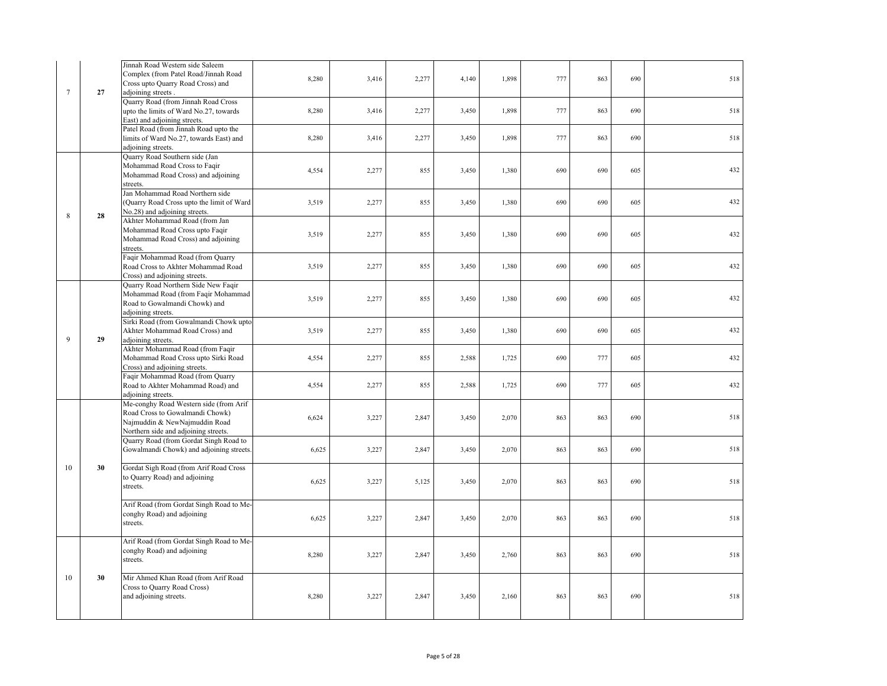| | | | | | | | | | | |
|---|---|---|---|---|---|---|---|---|---|---|
| 7 | 27 | Jinnah Road Western side Saleem Complex (from Patel Road/Jinnah Road Cross upto Quarry Road Cross) and adjoining streets . | 8,280 | 3,416 | 2,277 | 4,140 | 1,898 | 777 | 863 | 690 | 518 |
| | | Quarry Road (from Jinnah Road Cross upto the limits of Ward No.27, towards East) and adjoining streets. | 8,280 | 3,416 | 2,277 | 3,450 | 1,898 | 777 | 863 | 690 | 518 |
| | | Patel Road (from Jinnah Road upto the limits of Ward No.27, towards East) and adjoining streets. | 8,280 | 3,416 | 2,277 | 3,450 | 1,898 | 777 | 863 | 690 | 518 |
| 8 | 28 | Quarry Road Southern side (Jan Mohammad Road Cross to Faqir Mohammad Road Cross) and adjoining streets. | 4,554 | 2,277 | 855 | 3,450 | 1,380 | 690 | 690 | 605 | 432 |
| | | Jan Mohammad Road Northern side (Quarry Road Cross upto the limit of Ward No.28) and adjoining streets. | 3,519 | 2,277 | 855 | 3,450 | 1,380 | 690 | 690 | 605 | 432 |
| | | Akhter Mohammad Road (from Jan Mohammad Road Cross upto Faqir Mohammad Road Cross) and adjoining streets. | 3,519 | 2,277 | 855 | 3,450 | 1,380 | 690 | 690 | 605 | 432 |
| | | Faqir Mohammad Road (from Quarry Road Cross to Akhter Mohammad Road Cross) and adjoining streets. | 3,519 | 2,277 | 855 | 3,450 | 1,380 | 690 | 690 | 605 | 432 |
| 9 | 29 | Quarry Road Northern Side New Faqir Mohammad Road (from Faqir Mohammad Road to Gowalmandi Chowk) and adjoining streets. | 3,519 | 2,277 | 855 | 3,450 | 1,380 | 690 | 690 | 605 | 432 |
| | | Sirki Road (from Gowalmandi Chowk upto Akhter Mohammad Road Cross) and adjoining streets. | 3,519 | 2,277 | 855 | 3,450 | 1,380 | 690 | 690 | 605 | 432 |
| | | Akhter Mohammad Road (from Faqir Mohammad Road Cross upto Sirki Road Cross) and adjoining streets. | 4,554 | 2,277 | 855 | 2,588 | 1,725 | 690 | 777 | 605 | 432 |
| | | Faqir Mohammad Road (from Quarry Road to Akhter Mohammad Road) and adjoining streets. | 4,554 | 2,277 | 855 | 2,588 | 1,725 | 690 | 777 | 605 | 432 |
| 10 | 30 | Me-conghy Road Western side (from Arif Road Cross to Gowalmandi Chowk) Najmuddin & NewNajmuddin Road Northern side and adjoining streets. | 6,624 | 3,227 | 2,847 | 3,450 | 2,070 | 863 | 863 | 690 | 518 |
| | | Quarry Road (from Gordat Singh Road to Gowalmandi Chowk) and adjoining streets. | 6,625 | 3,227 | 2,847 | 3,450 | 2,070 | 863 | 863 | 690 | 518 |
| | | Gordat Sigh Road (from Arif Road Cross to Quarry Road) and adjoining streets. | 6,625 | 3,227 | 5,125 | 3,450 | 2,070 | 863 | 863 | 690 | 518 |
| | | Arif Road (from Gordat Singh Road to Me-conghy Road) and adjoining streets. | 6,625 | 3,227 | 2,847 | 3,450 | 2,070 | 863 | 863 | 690 | 518 |
| 10 | 30 | Arif Road (from Gordat Singh Road to Me-conghy Road) and adjoining streets. | 8,280 | 3,227 | 2,847 | 3,450 | 2,760 | 863 | 863 | 690 | 518 |
| | | Mir Ahmed Khan Road (from Arif Road Cross to Quarry Road Cross) and adjoining streets. | 8,280 | 3,227 | 2,847 | 3,450 | 2,160 | 863 | 863 | 690 | 518 |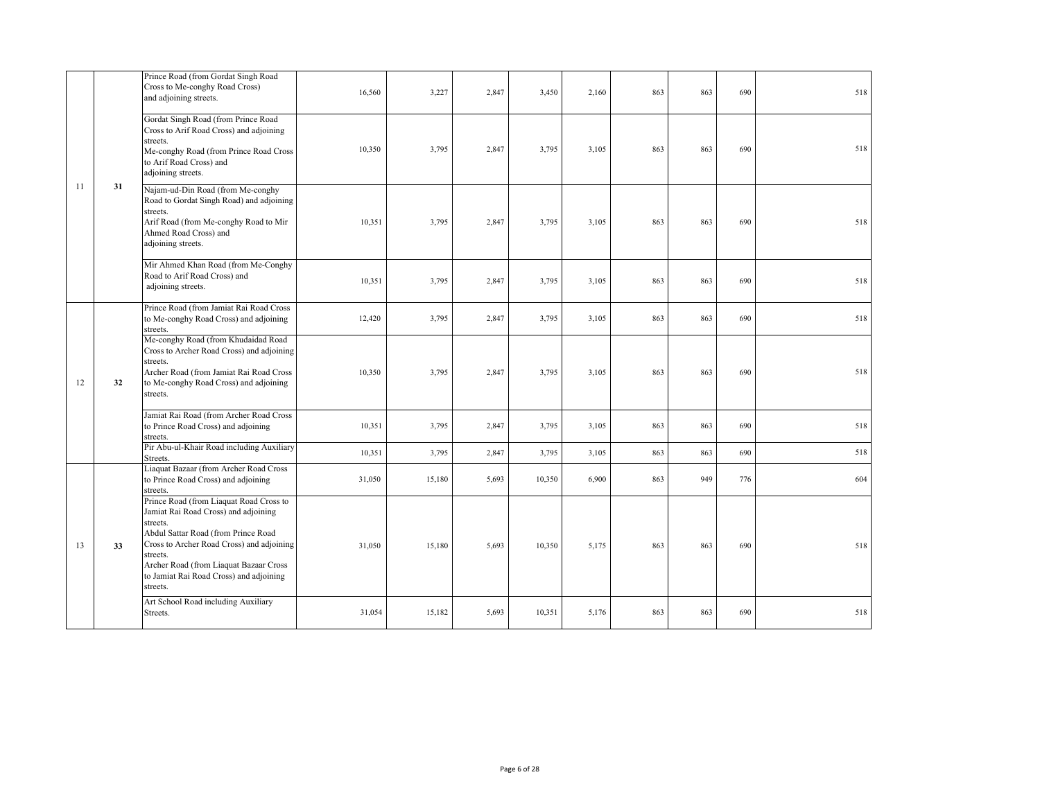| | | | | | | | | | | | |
|---|---|---|---|---|---|---|---|---|---|---|---|
| 11 | 31 | Prince Road (from Gordat Singh Road Cross to Me-conghy Road Cross) and adjoining streets. | 16,560 | 3,227 | 2,847 | 3,450 | 2,160 | 863 | 863 | 690 | 518 |
| | | Gordat Singh Road (from Prince Road Cross to Arif Road Cross) and adjoining streets. Me-conghy Road (from Prince Road Cross to Arif Road Cross) and adjoining streets. | 10,350 | 3,795 | 2,847 | 3,795 | 3,105 | 863 | 863 | 690 | 518 |
| | | Najam-ud-Din Road (from Me-conghy Road to Gordat Singh Road) and adjoining streets. Arif Road (from Me-conghy Road to Mir Ahmed Road Cross) and adjoining streets. | 10,351 | 3,795 | 2,847 | 3,795 | 3,105 | 863 | 863 | 690 | 518 |
| | | Mir Ahmed Khan Road (from Me-Conghy Road to Arif Road Cross) and adjoining streets. | 10,351 | 3,795 | 2,847 | 3,795 | 3,105 | 863 | 863 | 690 | 518 |
| 12 | 32 | Prince Road (from Jamiat Rai Road Cross to Me-conghy Road Cross) and adjoining streets. | 12,420 | 3,795 | 2,847 | 3,795 | 3,105 | 863 | 863 | 690 | 518 |
| | | Me-conghy Road (from Khudaidad Road Cross to Archer Road Cross) and adjoining streets. Archer Road (from Jamiat Rai Road Cross to Me-conghy Road Cross) and adjoining streets. | 10,350 | 3,795 | 2,847 | 3,795 | 3,105 | 863 | 863 | 690 | 518 |
| | | Jamiat Rai Road (from Archer Road Cross to Prince Road Cross) and adjoining streets. | 10,351 | 3,795 | 2,847 | 3,795 | 3,105 | 863 | 863 | 690 | 518 |
| | | Pir Abu-ul-Khair Road including Auxiliary Streets. | 10,351 | 3,795 | 2,847 | 3,795 | 3,105 | 863 | 863 | 690 | 518 |
| 13 | 33 | Liaquat Bazaar (from Archer Road Cross to Prince Road Cross) and adjoining streets. | 31,050 | 15,180 | 5,693 | 10,350 | 6,900 | 863 | 949 | 776 | 604 |
| | | Prince Road (from Liaquat Road Cross to Jamiat Rai Road Cross) and adjoining streets. Abdul Sattar Road (from Prince Road Cross to Archer Road Cross) and adjoining streets. Archer Road (from Liaquat Bazaar Cross to Jamiat Rai Road Cross) and adjoining streets. | 31,050 | 15,180 | 5,693 | 10,350 | 5,175 | 863 | 863 | 690 | 518 |
| | | Art School Road including Auxiliary Streets. | 31,054 | 15,182 | 5,693 | 10,351 | 5,176 | 863 | 863 | 690 | 518 |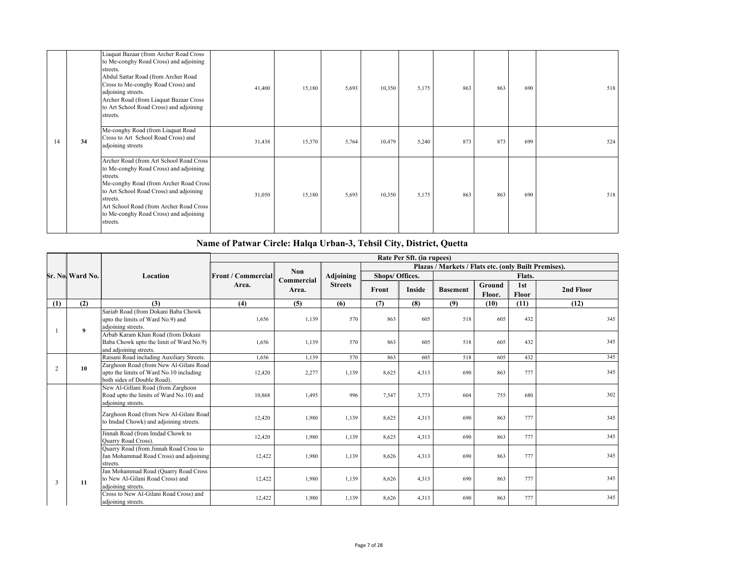| | | | | | | | | | | | |
|---|---|---|---|---|---|---|---|---|---|---|---|
| 14 | 34 | Liaquat Bazaar (from Archer Road Cross to Me-conghy Road Cross) and adjoining streets. Abdul Sattar Road (from Archer Road Cross to Me-conghy Road Cross) and adjoining streets. Archer Road (from Liaquat Bazaar Cross to Art School Road Cross) and adjoining streets. | 41,400 | 15,180 | 5,693 | 10,350 | 5,175 | 863 | 863 | 690 | 518 |
| | | Me-conghy Road (from Liaquat Road Cross to Art School Road Cross) and adjoining streets | 31,438 | 15,370 | 5,764 | 10,479 | 5,240 | 873 | 873 | 699 | 524 |
| | | Archer Road (from Art School Road Cross to Me-conghy Road Cross) and adjoining streets. Me-conghy Road (from Archer Road Cross to Art School Road Cross) and adjoining streets. Art School Road (from Archer Road Cross to Me-conghy Road Cross) and adjoining streets. | 31,050 | 15,180 | 5,693 | 10,350 | 5,175 | 863 | 863 | 690 | 518 |

## Name of Patwar Circle: Halqa Urban-3, Tehsil City, District, Quetta

| Sr. No. | Ward No. | Location | Rate Per Sft. (in rupees) | | | | | | | | |
|---|---|---|---|---|---|---|---|---|---|---|---|
| | | | Front / Commercial Area. | Non Commercial Area. | Adjoining Streets | Plazas / Markets / Flats etc. (only Built Premises). | | | | | |
| | | | | | | Shops/ Offices. | | Flats. | | | |
| | | | | | | Front | Inside | Basement | Ground Floor. | 1st Floor | 2nd Floor |
| (1) | (2) | (3) | (4) | (5) | (6) | (7) | (8) | (9) | (10) | (11) | (12) |
| 1 | 9 | Sariab Road (from Dokani Baba Chowk upto the limits of Ward No.9) and adjoining streets. | 1,656 | 1,139 | 570 | 863 | 605 | 518 | 605 | 432 | 345 |
| | | Arbab Karam Khan Road (from Dokani Baba Chowk upto the limit of Ward No.9) and adjoining streets. | 1,656 | 1,139 | 570 | 863 | 605 | 518 | 605 | 432 | 345 |
| 2 | 10 | Raisani Road including Auxiliary Streets. | 1,656 | 1,139 | 570 | 863 | 605 | 518 | 605 | 432 | 345 |
| | | Zarghoon Road (from New Al-Gilani Road upto the limits of Ward No.10 including both sides of Double Road). | 12,420 | 2,277 | 1,139 | 8,625 | 4,313 | 690 | 863 | 777 | 345 |
| 3 | 11 | New Al-Gillani Road (from Zarghoon Road upto the limits of Ward No.10) and adjoining streets. | 10,868 | 1,495 | 996 | 7,547 | 3,773 | 604 | 755 | 680 | 302 |
| | | Zarghoon Road (from New Al-Gilani Road to Imdad Chowk) and adjoining streets. | 12,420 | 1,980 | 1,139 | 8,625 | 4,313 | 690 | 863 | 777 | 345 |
| | | Jinnah Road (from Imdad Chowk to Quarry Road Cross). | 12,420 | 1,980 | 1,139 | 8,625 | 4,313 | 690 | 863 | 777 | 345 |
| | | Quarry Road (from Jinnah Road Cross to Jan Mohammad Road Cross) and adjoining streets. | 12,422 | 1,980 | 1,139 | 8,626 | 4,313 | 690 | 863 | 777 | 345 |
| | | Jan Mohammad Road (Quarry Road Cross to New Al-Gilani Road Cross) and adjoining streets. | 12,422 | 1,980 | 1,139 | 8,626 | 4,313 | 690 | 863 | 777 | 345 |
| | | Cross to New Al-Gilani Road Cross) and adjoining streets. | 12,422 | 1,980 | 1,139 | 8,626 | 4,313 | 690 | 863 | 777 | 345 |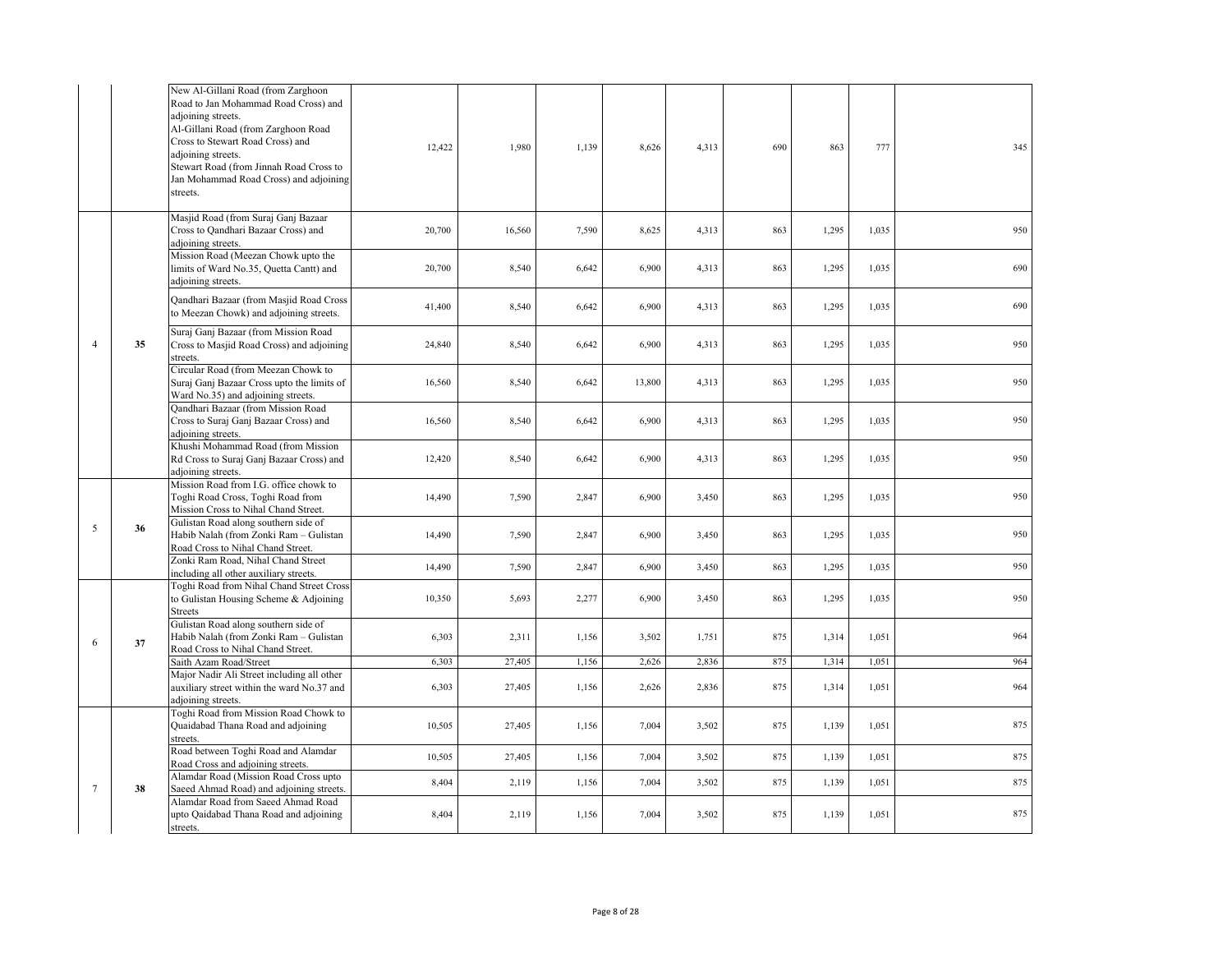| | | | | | | | | | | | |
|---|---|---|---|---|---|---|---|---|---|---|---|
| | | New Al-Gillani Road (from Zarghoon Road to Jan Mohammad Road Cross) and adjoining streets. Al-Gillani Road (from Zarghoon Road Cross to Stewart Road Cross) and adjoining streets. Stewart Road (from Jinnah Road Cross to Jan Mohammad Road Cross) and adjoining streets. | 12,422 | 1,980 | 1,139 | 8,626 | 4,313 | 690 | 863 | 777 | 345 |
| 4 | 35 | Masjid Road (from Suraj Ganj Bazaar Cross to Qandhari Bazaar Cross) and adjoining streets. | 20,700 | 16,560 | 7,590 | 8,625 | 4,313 | 863 | 1,295 | 1,035 | 950 |
| | | Mission Road (Meezan Chowk upto the limits of Ward No.35, Quetta Cantt) and adjoining streets. | 20,700 | 8,540 | 6,642 | 6,900 | 4,313 | 863 | 1,295 | 1,035 | 690 |
| | | Qandhari Bazaar (from Masjid Road Cross to Meezan Chowk) and adjoining streets. | 41,400 | 8,540 | 6,642 | 6,900 | 4,313 | 863 | 1,295 | 1,035 | 690 |
| | | Suraj Ganj Bazaar (from Mission Road Cross to Masjid Road Cross) and adjoining streets. | 24,840 | 8,540 | 6,642 | 6,900 | 4,313 | 863 | 1,295 | 1,035 | 950 |
| | | Circular Road (from Meezan Chowk to Suraj Ganj Bazaar Cross upto the limits of Ward No.35) and adjoining streets. | 16,560 | 8,540 | 6,642 | 13,800 | 4,313 | 863 | 1,295 | 1,035 | 950 |
| | | Qandhari Bazaar (from Mission Road Cross to Suraj Ganj Bazaar Cross) and adjoining streets. | 16,560 | 8,540 | 6,642 | 6,900 | 4,313 | 863 | 1,295 | 1,035 | 950 |
| | | Khushi Mohammad Road (from Mission Rd Cross to Suraj Ganj Bazaar Cross) and adjoining streets. | 12,420 | 8,540 | 6,642 | 6,900 | 4,313 | 863 | 1,295 | 1,035 | 950 |
| 5 | 36 | Mission Road from I.G. office chowk to Toghi Road Cross, Toghi Road from Mission Cross to Nihal Chand Street. | 14,490 | 7,590 | 2,847 | 6,900 | 3,450 | 863 | 1,295 | 1,035 | 950 |
| | | Gulistan Road along southern side of Habib Nalah (from Zonki Ram – Gulistan Road Cross to Nihal Chand Street. | 14,490 | 7,590 | 2,847 | 6,900 | 3,450 | 863 | 1,295 | 1,035 | 950 |
| | | Zonki Ram Road, Nihal Chand Street including all other auxiliary streets. | 14,490 | 7,590 | 2,847 | 6,900 | 3,450 | 863 | 1,295 | 1,035 | 950 |
| 6 | 37 | Toghi Road from Nihal Chand Street Cross to Gulistan Housing Scheme & Adjoining Streets | 10,350 | 5,693 | 2,277 | 6,900 | 3,450 | 863 | 1,295 | 1,035 | 950 |
| | | Gulistan Road along southern side of Habib Nalah (from Zonki Ram – Gulistan Road Cross to Nihal Chand Street. | 6,303 | 2,311 | 1,156 | 3,502 | 1,751 | 875 | 1,314 | 1,051 | 964 |
| | | Saith Azam Road/Street | 6,303 | 27,405 | 1,156 | 2,626 | 2,836 | 875 | 1,314 | 1,051 | 964 |
| | | Major Nadir Ali Street including all other auxiliary street within the ward No.37 and adjoining streets. | 6,303 | 27,405 | 1,156 | 2,626 | 2,836 | 875 | 1,314 | 1,051 | 964 |
| 7 | 38 | Toghi Road from Mission Road Chowk to Quaidabad Thana Road and adjoining streets. | 10,505 | 27,405 | 1,156 | 7,004 | 3,502 | 875 | 1,139 | 1,051 | 875 |
| | | Road between Toghi Road and Alamdar Road Cross and adjoining streets. | 10,505 | 27,405 | 1,156 | 7,004 | 3,502 | 875 | 1,139 | 1,051 | 875 |
| | | Alamdar Road (Mission Road Cross upto Saeed Ahmad Road) and adjoining streets. | 8,404 | 2,119 | 1,156 | 7,004 | 3,502 | 875 | 1,139 | 1,051 | 875 |
| | | Alamdar Road from Saeed Ahmad Road upto Qaidabad Thana Road and adjoining streets. | 8,404 | 2,119 | 1,156 | 7,004 | 3,502 | 875 | 1,139 | 1,051 | 875 |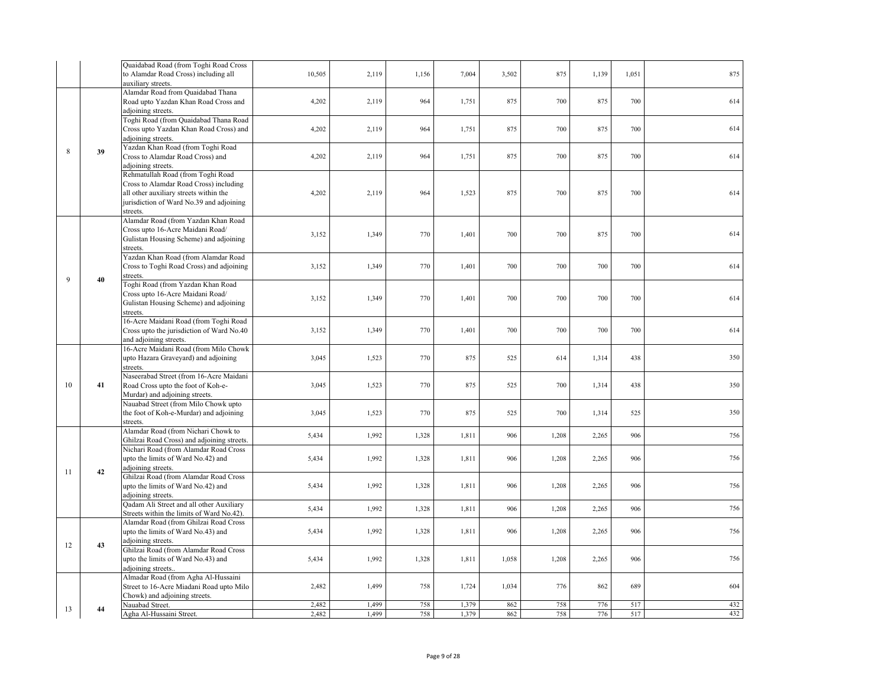| | | | | | | | | | | |
|---|---|---|---|---|---|---|---|---|---|---|
| | | Quaidabad Road (from Toghi Road Cross to Alamdar Road Cross) including all auxiliary streets. | 10,505 | 2,119 | 1,156 | 7,004 | 3,502 | 875 | 1,139 | 1,051 | 875 |
| 8 | 39 | Alamdar Road from Quaidabad Thana Road upto Yazdan Khan Road Cross and adjoining streets. | 4,202 | 2,119 | 964 | 1,751 | 875 | 700 | 875 | 700 | 614 |
| | | Toghi Road (from Quaidabad Thana Road Cross upto Yazdan Khan Road Cross) and adjoining streets. | 4,202 | 2,119 | 964 | 1,751 | 875 | 700 | 875 | 700 | 614 |
| | | Yazdan Khan Road (from Toghi Road Cross to Alamdar Road Cross) and adjoining streets. | 4,202 | 2,119 | 964 | 1,751 | 875 | 700 | 875 | 700 | 614 |
| | | Rehmatullah Road (from Toghi Road Cross to Alamdar Road Cross) including all other auxiliary streets within the jurisdiction of Ward No.39 and adjoining streets. | 4,202 | 2,119 | 964 | 1,523 | 875 | 700 | 875 | 700 | 614 |
| 9 | 40 | Alamdar Road (from Yazdan Khan Road Cross upto 16-Acre Maidani Road/ Gulistan Housing Scheme) and adjoining streets. | 3,152 | 1,349 | 770 | 1,401 | 700 | 700 | 875 | 700 | 614 |
| | | Yazdan Khan Road (from Alamdar Road Cross to Toghi Road Cross) and adjoining streets. | 3,152 | 1,349 | 770 | 1,401 | 700 | 700 | 700 | 700 | 614 |
| | | Toghi Road (from Yazdan Khan Road Cross upto 16-Acre Maidani Road/ Gulistan Housing Scheme) and adjoining streets. | 3,152 | 1,349 | 770 | 1,401 | 700 | 700 | 700 | 700 | 614 |
| | | 16-Acre Maidani Road (from Toghi Road Cross upto the jurisdiction of Ward No.40 and adjoining streets. | 3,152 | 1,349 | 770 | 1,401 | 700 | 700 | 700 | 700 | 614 |
| 10 | 41 | 16-Acre Maidani Road (from Milo Chowk upto Hazara Graveyard) and adjoining streets. | 3,045 | 1,523 | 770 | 875 | 525 | 614 | 1,314 | 438 | 350 |
| | | Naseerabad Street (from 16-Acre Maidani Road Cross upto the foot of Koh-e-Murdar) and adjoining streets. | 3,045 | 1,523 | 770 | 875 | 525 | 700 | 1,314 | 438 | 350 |
| | | Nauabad Street (from Milo Chowk upto the foot of Koh-e-Murdar) and adjoining streets. | 3,045 | 1,523 | 770 | 875 | 525 | 700 | 1,314 | 525 | 350 |
| 11 | 42 | Alamdar Road (from Nichari Chowk to Ghilzai Road Cross) and adjoining streets. | 5,434 | 1,992 | 1,328 | 1,811 | 906 | 1,208 | 2,265 | 906 | 756 |
| | | Nichari Road (from Alamdar Road Cross upto the limits of Ward No.42) and adjoining streets. | 5,434 | 1,992 | 1,328 | 1,811 | 906 | 1,208 | 2,265 | 906 | 756 |
| | | Ghilzai Road (from Alamdar Road Cross upto the limits of Ward No.42) and adjoining streets. | 5,434 | 1,992 | 1,328 | 1,811 | 906 | 1,208 | 2,265 | 906 | 756 |
| | | Qadam Ali Street and all other Auxiliary Streets within the limits of Ward No.42). | 5,434 | 1,992 | 1,328 | 1,811 | 906 | 1,208 | 2,265 | 906 | 756 |
| 12 | 43 | Alamdar Road (from Ghilzai Road Cross upto the limits of Ward No.43) and adjoining streets. | 5,434 | 1,992 | 1,328 | 1,811 | 906 | 1,208 | 2,265 | 906 | 756 |
| | | Ghilzai Road (from Alamdar Road Cross upto the limits of Ward No.43) and adjoining streets.. | 5,434 | 1,992 | 1,328 | 1,811 | 1,058 | 1,208 | 2,265 | 906 | 756 |
| 13 | 44 | Almadar Road (from Agha Al-Hussaini Street to 16-Acre Miadani Road upto Milo Chowk) and adjoining streets. | 2,482 | 1,499 | 758 | 1,724 | 1,034 | 776 | 862 | 689 | 604 |
| | | Nauabad Street. | 2,482 | 1,499 | 758 | 1,379 | 862 | 758 | 776 | 517 | 432 |
| | | Agha Al-Hussaini Street. | 2,482 | 1,499 | 758 | 1,379 | 862 | 758 | 776 | 517 | 432 |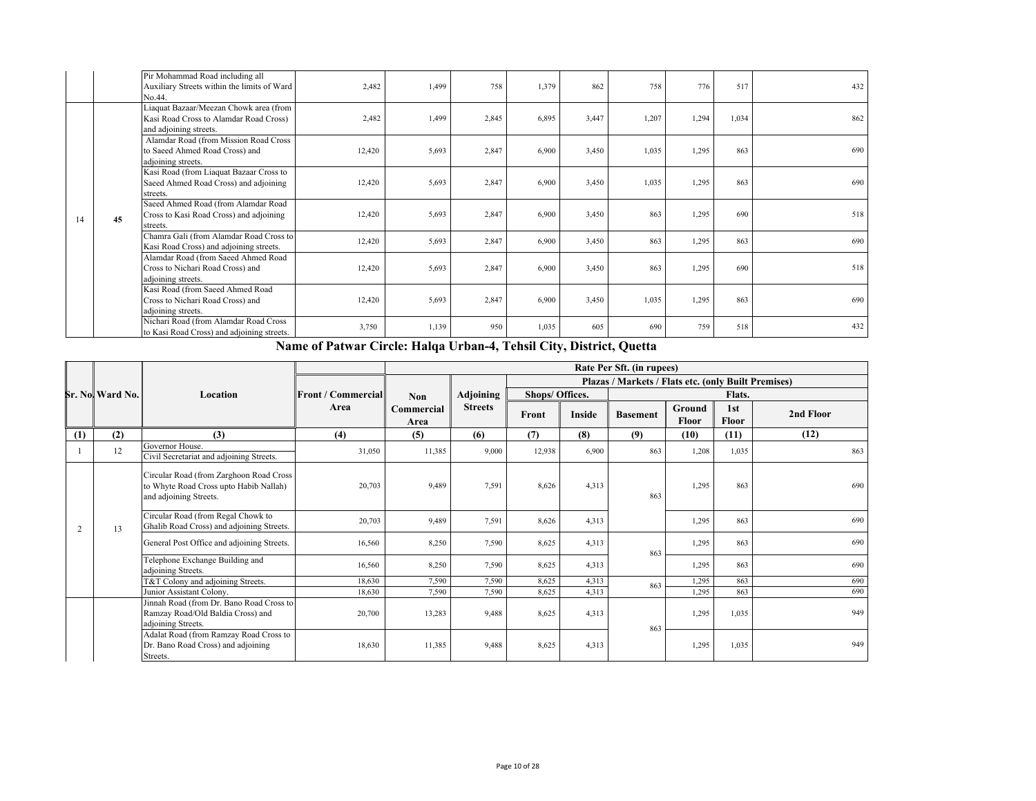| | | | | | | | | | | | |
|---|---|---|---|---|---|---|---|---|---|---|---|
| | | Pir Mohammad Road including all Auxiliary Streets within the limits of Ward No.44. | 2,482 | 1,499 | 758 | 1,379 | 862 | 758 | 776 | 517 | 432 |
| 14 | 45 | Liaquat Bazaar/Meezan Chowk area (from Kasi Road Cross to Alamdar Road Cross) and adjoining streets. | 2,482 | 1,499 | 2,845 | 6,895 | 3,447 | 1,207 | 1,294 | 1,034 | 862 |
| | | Alamdar Road (from Mission Road Cross to Saeed Ahmed Road Cross) and adjoining streets. | 12,420 | 5,693 | 2,847 | 6,900 | 3,450 | 1,035 | 1,295 | 863 | 690 |
| | | Kasi Road (from Liaquat Bazaar Cross to Saeed Ahmed Road Cross) and adjoining streets. | 12,420 | 5,693 | 2,847 | 6,900 | 3,450 | 1,035 | 1,295 | 863 | 690 |
| | | Saeed Ahmed Road (from Alamdar Road Cross to Kasi Road Cross) and adjoining streets. | 12,420 | 5,693 | 2,847 | 6,900 | 3,450 | 863 | 1,295 | 690 | 518 |
| | | Chamra Gali (from Alamdar Road Cross to Kasi Road Cross) and adjoining streets. | 12,420 | 5,693 | 2,847 | 6,900 | 3,450 | 863 | 1,295 | 863 | 690 |
| | | Alamdar Road (from Saeed Ahmed Road Cross to Nichari Road Cross) and adjoining streets. | 12,420 | 5,693 | 2,847 | 6,900 | 3,450 | 863 | 1,295 | 690 | 518 |
| | | Kasi Road (from Saeed Ahmed Road Cross to Nichari Road Cross) and adjoining streets. | 12,420 | 5,693 | 2,847 | 6,900 | 3,450 | 1,035 | 1,295 | 863 | 690 |
| | | Nichari Road (from Alamdar Road Cross to Kasi Road Cross) and adjoining streets. | 3,750 | 1,139 | 950 | 1,035 | 605 | 690 | 759 | 518 | 432 |

## Name of Patwar Circle: Halqa Urban-4, Tehsil City, District, Quetta

| Sr. No. | Ward No. | Location | Front / Commercial Area | Rate Per Sft. (in rupees) | | | | | | | |
|---|---|---|---|---|---|---|---|---|---|---|---|
| | | | | Non Commercial Area | Adjoining Streets | Plazas / Markets / Flats etc. (only Built Premises) | | | | | |
| | | | | | | Shops/ Offices. | | Flats. | | | |
| | | | | | | Front | Inside | Basement | Ground Floor | 1st Floor | 2nd Floor |
| (1) | (2) | (3) | (4) | (5) | (6) | (7) | (8) | (9) | (10) | (11) | (12) |
| 1 | 12 | Governor House. Civil Secretariat and adjoining Streets. | 31,050 | 11,385 | 9,000 | 12,938 | 6,900 | 863 | 1,208 | 1,035 | 863 |
| 2 | 13 | Circular Road (from Zarghoon Road Cross to Whyte Road Cross upto Habib Nallah) and adjoining Streets. | 20,703 | 9,489 | 7,591 | 8,626 | 4,313 | 863 | 1,295 | 863 | 690 |
| | | Circular Road (from Regal Chowk to Ghalib Road Cross) and adjoining Streets. | 20,703 | 9,489 | 7,591 | 8,626 | 4,313 | | 1,295 | 863 | 690 |
| | | General Post Office and adjoining Streets. | 16,560 | 8,250 | 7,590 | 8,625 | 4,313 | 863 | 1,295 | 863 | 690 |
| | | Telephone Exchange Building and adjoining Streets. | 16,560 | 8,250 | 7,590 | 8,625 | 4,313 | | 1,295 | 863 | 690 |
| | | T&T Colony and adjoining Streets. | 18,630 | 7,590 | 7,590 | 8,625 | 4,313 | 863 | 1,295 | 863 | 690 |
| | | Junior Assistant Colony. | 18,630 | 7,590 | 7,590 | 8,625 | 4,313 | | 1,295 | 863 | 690 |
| | | Jinnah Road (from Dr. Bano Road Cross to Ramzay Road/Old Baldia Cross) and adjoining Streets. | 20,700 | 13,283 | 9,488 | 8,625 | 4,313 | 863 | 1,295 | 1,035 | 949 |
| | | Adalat Road (from Ramzay Road Cross to Dr. Bano Road Cross) and adjoining Streets. | 18,630 | 11,385 | 9,488 | 8,625 | 4,313 | | 1,295 | 1,035 | 949 |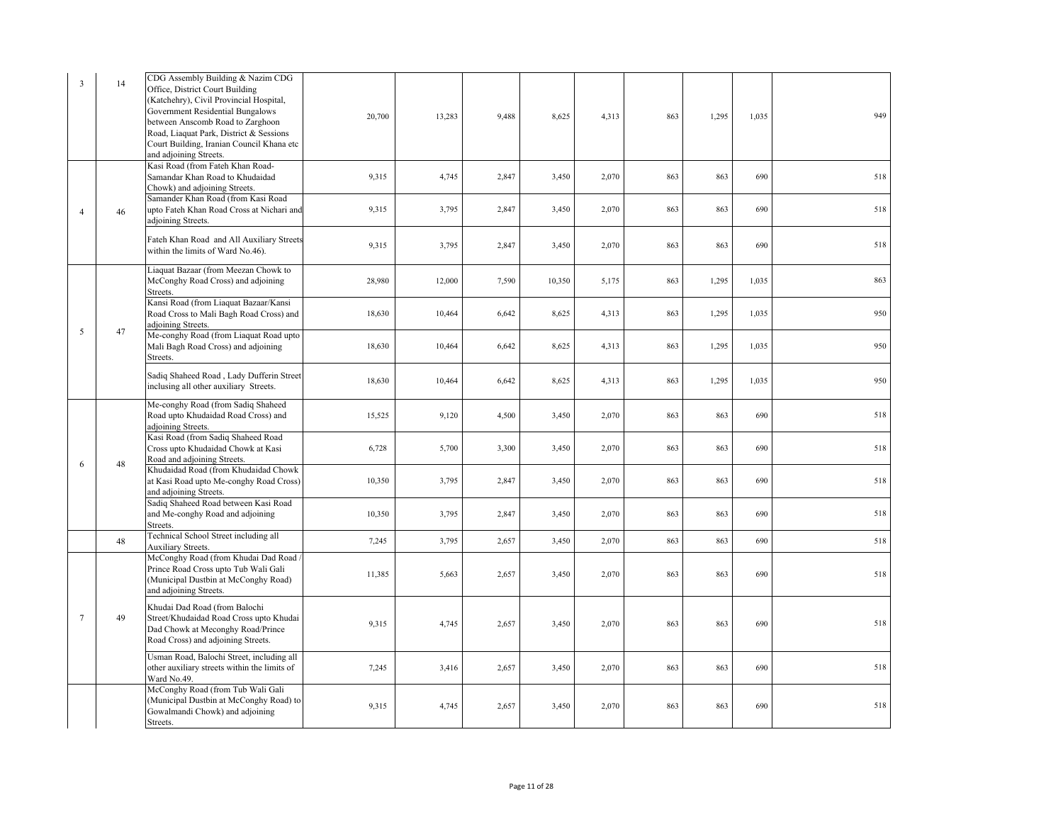| | | | | | | | | | | | |
|---|---|---|---|---|---|---|---|---|---|---|---|
| 3 | 14 | CDG Assembly Building & Nazim CDG Office, District Court Building (Katchehry), Civil Provincial Hospital, Government Residential Bungalows between Anscomb Road to Zarghoon Road, Liaqat Park, District & Sessions Court Building, Iranian Council Khana etc and adjoining Streets. | 20,700 | 13,283 | 9,488 | 8,625 | 4,313 | 863 | 1,295 | 1,035 | 949 |
| 4 | 46 | Kasi Road (from Fateh Khan Road-Samandar Khan Road to Khudaidad Chowk) and adjoining Streets. | 9,315 | 4,745 | 2,847 | 3,450 | 2,070 | 863 | 863 | 690 | 518 |
| | | Samander Khan Road (from Kasi Road upto Fateh Khan Road Cross at Nichari and adjoining Streets. | 9,315 | 3,795 | 2,847 | 3,450 | 2,070 | 863 | 863 | 690 | 518 |
| | | Fateh Khan Road and All Auxiliary Streets within the limits of Ward No.46). | 9,315 | 3,795 | 2,847 | 3,450 | 2,070 | 863 | 863 | 690 | 518 |
| 5 | 47 | Liaquat Bazaar (from Meezan Chowk to McConghy Road Cross) and adjoining Streets. | 28,980 | 12,000 | 7,590 | 10,350 | 5,175 | 863 | 1,295 | 1,035 | 863 |
| | | Kansi Road (from Liaquat Bazaar/Kansi Road Cross to Mali Bagh Road Cross) and adjoining Streets. | 18,630 | 10,464 | 6,642 | 8,625 | 4,313 | 863 | 1,295 | 1,035 | 950 |
| | | Me-conghy Road (from Liaquat Road upto Mali Bagh Road Cross) and adjoining Streets. | 18,630 | 10,464 | 6,642 | 8,625 | 4,313 | 863 | 1,295 | 1,035 | 950 |
| | | Sadiq Shaheed Road , Lady Dufferin Street inclusing all other auxiliary Streets. | 18,630 | 10,464 | 6,642 | 8,625 | 4,313 | 863 | 1,295 | 1,035 | 950 |
| 6 | 48 | Me-conghy Road (from Sadiq Shaheed Road upto Khudaidad Road Cross) and adjoining Streets. | 15,525 | 9,120 | 4,500 | 3,450 | 2,070 | 863 | 863 | 690 | 518 |
| | | Kasi Road (from Sadiq Shaheed Road Cross upto Khudaidad Chowk at Kasi Road and adjoining Streets. | 6,728 | 5,700 | 3,300 | 3,450 | 2,070 | 863 | 863 | 690 | 518 |
| | | Khudaidad Road (from Khudaidad Chowk at Kasi Road upto Me-conghy Road Cross) and adjoining Streets. | 10,350 | 3,795 | 2,847 | 3,450 | 2,070 | 863 | 863 | 690 | 518 |
| | | Sadiq Shaheed Road between Kasi Road and Me-conghy Road and adjoining Streets. | 10,350 | 3,795 | 2,847 | 3,450 | 2,070 | 863 | 863 | 690 | 518 |
| | 48 | Technical School Street including all Auxiliary Streets. | 7,245 | 3,795 | 2,657 | 3,450 | 2,070 | 863 | 863 | 690 | 518 |
| 7 | 49 | McConghy Road (from Khudai Dad Road / Prince Road Cross upto Tub Wali Gali (Municipal Dustbin at McConghy Road) and adjoining Streets. | 11,385 | 5,663 | 2,657 | 3,450 | 2,070 | 863 | 863 | 690 | 518 |
| | | Khudai Dad Road (from Balochi Street/Khudaidad Road Cross upto Khudai Dad Chowk at Meconghy Road/Prince Road Cross) and adjoining Streets. | 9,315 | 4,745 | 2,657 | 3,450 | 2,070 | 863 | 863 | 690 | 518 |
| | | Usman Road, Balochi Street, including all other auxiliary streets within the limits of Ward No.49. | 7,245 | 3,416 | 2,657 | 3,450 | 2,070 | 863 | 863 | 690 | 518 |
| | | McConghy Road (from Tub Wali Gali (Municipal Dustbin at McConghy Road) to Gowalmandi Chowk) and adjoining Streets. | 9,315 | 4,745 | 2,657 | 3,450 | 2,070 | 863 | 863 | 690 | 518 |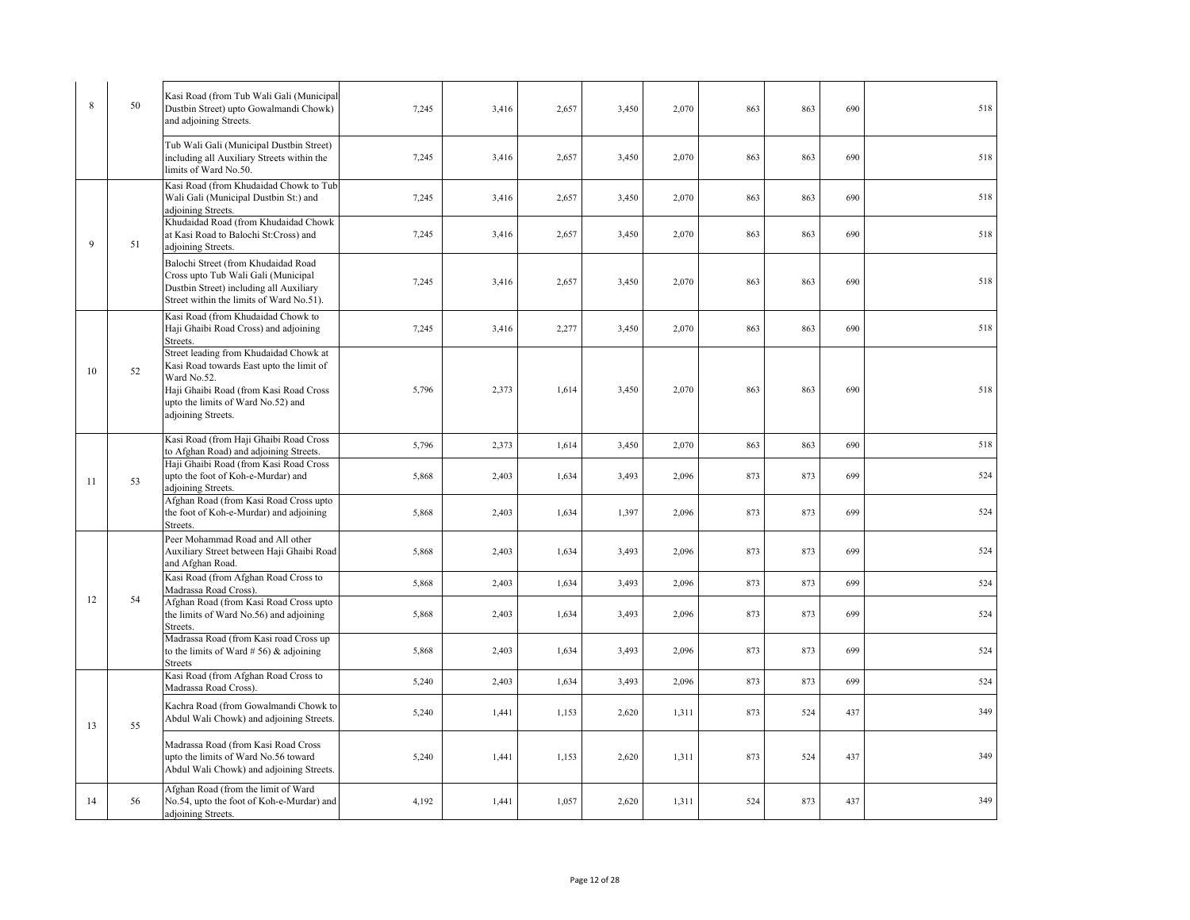| 8 | 50 | Kasi Road (from Tub Wali Gali (Municipal Dustbin Street) upto Gowalmandi Chowk) and adjoining Streets. | 7,245 | 3,416 | 2,657 | 3,450 | 2,070 | 863 | 863 | 690 | 518 |
|---|---|---|---|---|---|---|---|---|---|---|---|
| | | Tub Wali Gali (Municipal Dustbin Street) including all Auxiliary Streets within the limits of Ward No.50. | 7,245 | 3,416 | 2,657 | 3,450 | 2,070 | 863 | 863 | 690 | 518 |
| 9 | 51 | Kasi Road (from Khudaidad Chowk to Tub Wali Gali (Municipal Dustbin St:) and adjoining Streets. | 7,245 | 3,416 | 2,657 | 3,450 | 2,070 | 863 | 863 | 690 | 518 |
| | | Khudaidad Road (from Khudaidad Chowk at Kasi Road to Balochi St:Cross) and adjoining Streets. | 7,245 | 3,416 | 2,657 | 3,450 | 2,070 | 863 | 863 | 690 | 518 |
| | | Balochi Street (from Khudaidad Road Cross upto Tub Wali Gali (Municipal Dustbin Street) including all Auxiliary Street within the limits of Ward No.51). | 7,245 | 3,416 | 2,657 | 3,450 | 2,070 | 863 | 863 | 690 | 518 |
| 10 | 52 | Kasi Road (from Khudaidad Chowk to Haji Ghaibi Road Cross) and adjoining Streets. | 7,245 | 3,416 | 2,277 | 3,450 | 2,070 | 863 | 863 | 690 | 518 |
| | | Street leading from Khudaidad Chowk at Kasi Road towards East upto the limit of Ward No.52. Haji Ghaibi Road (from Kasi Road Cross upto the limits of Ward No.52) and adjoining Streets. | 5,796 | 2,373 | 1,614 | 3,450 | 2,070 | 863 | 863 | 690 | 518 |
| 11 | 53 | Kasi Road (from Haji Ghaibi Road Cross to Afghan Road) and adjoining Streets. | 5,796 | 2,373 | 1,614 | 3,450 | 2,070 | 863 | 863 | 690 | 518 |
| | | Haji Ghaibi Road (from Kasi Road Cross upto the foot of Koh-e-Murdar) and adjoining Streets. | 5,868 | 2,403 | 1,634 | 3,493 | 2,096 | 873 | 873 | 699 | 524 |
| | | Afghan Road (from Kasi Road Cross upto the foot of Koh-e-Murdar) and adjoining Streets. | 5,868 | 2,403 | 1,634 | 1,397 | 2,096 | 873 | 873 | 699 | 524 |
| 12 | 54 | Peer Mohammad Road and All other Auxiliary Street between Haji Ghaibi Road and Afghan Road. | 5,868 | 2,403 | 1,634 | 3,493 | 2,096 | 873 | 873 | 699 | 524 |
| | | Kasi Road (from Afghan Road Cross to Madrassa Road Cross). | 5,868 | 2,403 | 1,634 | 3,493 | 2,096 | 873 | 873 | 699 | 524 |
| | | Afghan Road (from Kasi Road Cross upto the limits of Ward No.56) and adjoining Streets. | 5,868 | 2,403 | 1,634 | 3,493 | 2,096 | 873 | 873 | 699 | 524 |
| | | Madrassa Road (from Kasi road Cross up to the limits of Ward # 56) & adjoining Streets | 5,868 | 2,403 | 1,634 | 3,493 | 2,096 | 873 | 873 | 699 | 524 |
| 13 | 55 | Kasi Road (from Afghan Road Cross to Madrassa Road Cross). | 5,240 | 2,403 | 1,634 | 3,493 | 2,096 | 873 | 873 | 699 | 524 |
| | | Kachra Road (from Gowalmandi Chowk to Abdul Wali Chowk) and adjoining Streets. | 5,240 | 1,441 | 1,153 | 2,620 | 1,311 | 873 | 524 | 437 | 349 |
| | | Madrassa Road (from Kasi Road Cross upto the limits of Ward No.56 toward Abdul Wali Chowk) and adjoining Streets. | 5,240 | 1,441 | 1,153 | 2,620 | 1,311 | 873 | 524 | 437 | 349 |
| 14 | 56 | Afghan Road (from the limit of Ward No.54, upto the foot of Koh-e-Murdar) and adjoining Streets. | 4,192 | 1,441 | 1,057 | 2,620 | 1,311 | 524 | 873 | 437 | 349 |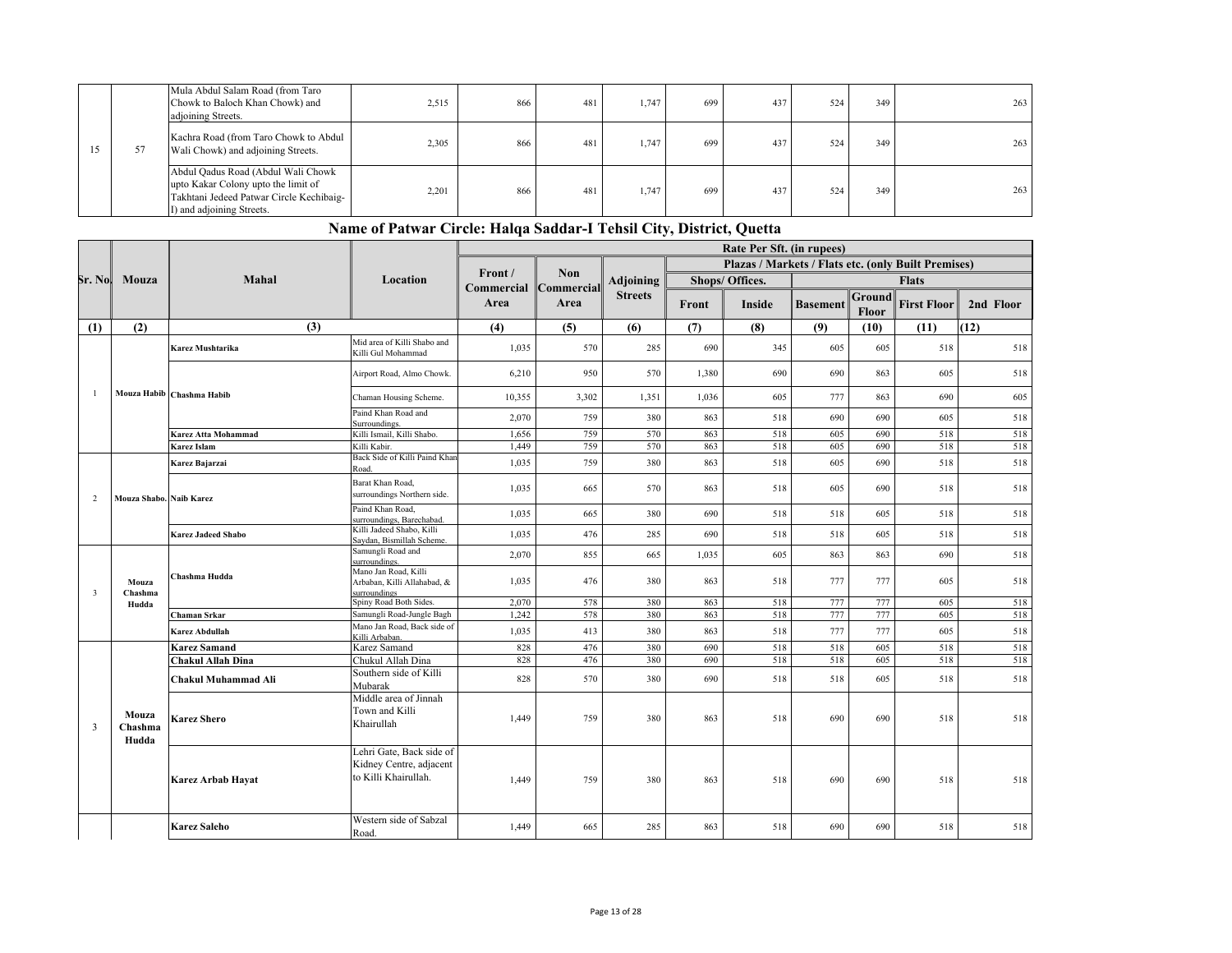| 15 | 57 | Mula Abdul Salam Road (from Taro Chowk to Baloch Khan Chowk) and adjoining Streets. | 2,515 | 866 | 481 | 1,747 | 699 | 437 | 524 | 349 | 263 |
|---|---|---|---|---|---|---|---|---|---|---|---|
| | | Kachra Road (from Taro Chowk to Abdul Wali Chowk) and adjoining Streets. | 2,305 | 866 | 481 | 1,747 | 699 | 437 | 524 | 349 | 263 |
| | | Abdul Qadus Road (Abdul Wali Chowk upto Kakar Colony upto the limit of Takhtani Jedeed Patwar Circle Kechibaig-I) and adjoining Streets. | 2,201 | 866 | 481 | 1,747 | 699 | 437 | 524 | 349 | 263 |

## Name of Patwar Circle: Halqa Saddar-I Tehsil City, District, Quetta

| Sr. No. | Mouza | Mahal | Location | Rate Per Sft. (in rupees) | | | | | | | | |
|---|---|---|---|---|---|---|---|---|---|---|---|---|
| | | | | Front / Commercial Area | Non Commercial Area | Adjoining Streets | Plazas / Markets / Flats etc. (only Built Premises) | | | | | |
| | | | | | | | Shops/ Offices. | | Flats | | | |
| | | | | | | | Front | Inside | Basement | Ground Floor | First Floor | 2nd Floor |
| (1) | (2) | (3) | | (4) | (5) | (6) | (7) | (8) | (9) | (10) | (11) | (12) |
| 1 | Mouza Habib | Karez Mushtarika | Mid area of Killi Shabo and Killi Gul Mohammad | 1,035 | 570 | 285 | 690 | 345 | 605 | 605 | 518 | 518 |
| | | Chashma Habib | Airport Road, Almo Chowk. | 6,210 | 950 | 570 | 1,380 | 690 | 690 | 863 | 605 | 518 |
| | | | Chaman Housing Scheme. | 10,355 | 3,302 | 1,351 | 1,036 | 605 | 777 | 863 | 690 | 605 |
| | | | Paind Khan Road and Surroundings. | 2,070 | 759 | 380 | 863 | 518 | 690 | 690 | 605 | 518 |
| | | Karez Atta Mohammad | Killi Ismail, Killi Shabo. | 1,656 | 759 | 570 | 863 | 518 | 605 | 690 | 518 | 518 |
| | | Karez Islam | Killi Kabir. | 1,449 | 759 | 570 | 863 | 518 | 605 | 690 | 518 | 518 |
| 2 | Mouza Shabo. | Karez Bajarzai | Back Side of Killi Paind Khan Road. | 1,035 | 759 | 380 | 863 | 518 | 605 | 690 | 518 | 518 |
| | | Naib Karez | Barat Khan Road, surroundings Northern side. | 1,035 | 665 | 570 | 863 | 518 | 605 | 690 | 518 | 518 |
| | | | Paind Khan Road, surroundings, Barechabad. | 1,035 | 665 | 380 | 690 | 518 | 518 | 605 | 518 | 518 |
| | | Karez Jadeed Shabo | Killi Jadeed Shabo, Killi Saydan, Bismillah Scheme. | 1,035 | 476 | 285 | 690 | 518 | 518 | 605 | 518 | 518 |
| 3 | Mouza Chashma Hudda | Chashma Hudda | Samungli Road and surroundings. | 2,070 | 855 | 665 | 1,035 | 605 | 863 | 863 | 690 | 518 |
| | | | Mano Jan Road, Killi Arbaban, Killi Allahabad, & surroundings | 1,035 | 476 | 380 | 863 | 518 | 777 | 777 | 605 | 518 |
| | | | Spiny Road Both Sides. | 2,070 | 578 | 380 | 863 | 518 | 777 | 777 | 605 | 518 |
| | | Chaman Srkar | Samungli Road-Jungle Bagh | 1,242 | 578 | 380 | 863 | 518 | 777 | 777 | 605 | 518 |
| | | Karez Abdullah | Mano Jan Road, Back side of Killi Arbaban. | 1,035 | 413 | 380 | 863 | 518 | 777 | 777 | 605 | 518 |
| 3 | Mouza Chashma Hudda | Karez Samand | Karez Samand | 828 | 476 | 380 | 690 | 518 | 518 | 605 | 518 | 518 |
| | | Chakul Allah Dina | Chukul Allah Dina | 828 | 476 | 380 | 690 | 518 | 518 | 605 | 518 | 518 |
| | | Chakul Muhammad Ali | Southern side of Killi Mubarak | 828 | 570 | 380 | 690 | 518 | 518 | 605 | 518 | 518 |
| | | Karez Shero | Middle area of Jinnah Town and Killi Khairullah | 1,449 | 759 | 380 | 863 | 518 | 690 | 690 | 518 | 518 |
| | | Karez Arbab Hayat | Lehri Gate, Back side of Kidney Centre, adjacent to Killi Khairullah. | 1,449 | 759 | 380 | 863 | 518 | 690 | 690 | 518 | 518 |
| | | Karez Saleho | Western side of Sabzal Road. | 1,449 | 665 | 285 | 863 | 518 | 690 | 690 | 518 | 518 |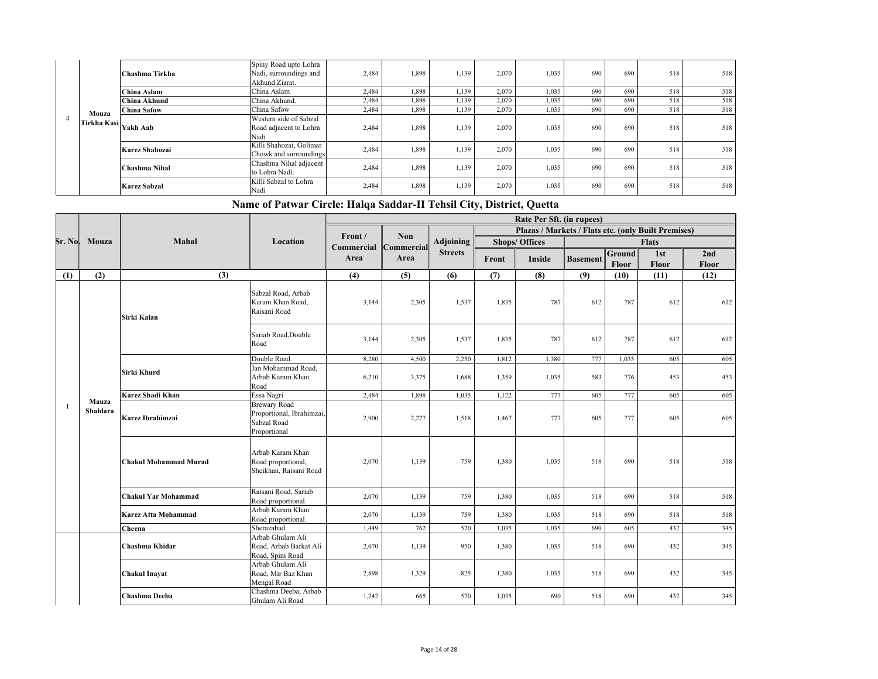| | | | | | | | | | | | | |
|---|---|---|---|---|---|---|---|---|---|---|---|---|
| 4 | Mouza Tirkha Kasi | **Chashma Tirkha** | Spiny Road upto Lohra Nadi, surroundings and Akhund Ziarat. | 2,484 | 1,898 | 1,139 | 2,070 | 1,035 | 690 | 690 | 518 | 518 |
| | | **China Aslam** | China Aslam | 2,484 | 1,898 | 1,139 | 2,070 | 1,035 | 690 | 690 | 518 | 518 |
| | | **China Akhund** | China Akhund. | 2,484 | 1,898 | 1,139 | 2,070 | 1,035 | 690 | 690 | 518 | 518 |
| | | **China Safow** | China Safow | 2,484 | 1,898 | 1,139 | 2,070 | 1,035 | 690 | 690 | 518 | 518 |
| | | **Yakh Aab** | Western side of Sabzal Road adjacent to Lohra Nadi | 2,484 | 1,898 | 1,139 | 2,070 | 1,035 | 690 | 690 | 518 | 518 |
| | | **Karez Shahozai** | Killi Shahozai, Golimar Chowk and surroundings | 2,484 | 1,898 | 1,139 | 2,070 | 1,035 | 690 | 690 | 518 | 518 |
| | | **Chashma Nihal** | Chashma Nihal adjacent to Lohra Nadi. | 2,484 | 1,898 | 1,139 | 2,070 | 1,035 | 690 | 690 | 518 | 518 |
| | | **Karez Sabzal** | Killi Sabzal to Lohra Nadi | 2,484 | 1,898 | 1,139 | 2,070 | 1,035 | 690 | 690 | 518 | 518 |

## Name of Patwar Circle: Halqa Saddar-II Tehsil City, District, Quetta

| Sr. No. | Mouza | Mahal | Location | Rate Per Sft. (in rupees) | | | | | | | | |
|---|---|---|---|---|---|---|---|---|---|---|---|---|
| | | | | Front / Commercial Area | Non Commercial Area | Adjoining Streets | Plazas / Markets / Flats etc. (only Built Premises) | | | | | |
| | | | | | | | Shops/ Offices | | Flats | | | |
| | | | | | | | Front | Inside | Basement | Ground Floor | 1st Floor | 2nd Floor |
| (1) | (2) | (3) | | (4) | (5) | (6) | (7) | (8) | (9) | (10) | (11) | (12) |
| 1 | Mauza Shaldara | **Sirki Kalan** | Sabzal Road, Arbab Karam Khan Road, Raisani Road | 3,144 | 2,305 | 1,537 | 1,835 | 787 | 612 | 787 | 612 | 612 |
| | | | Sariab Road,Double Road | 3,144 | 2,305 | 1,537 | 1,835 | 787 | 612 | 787 | 612 | 612 |
| | | **Sirki Khurd** | Double Road | 8,280 | 4,500 | 2,250 | 1,812 | 1,380 | 777 | 1,035 | 605 | 605 |
| | | | Jan Mohammad Road, Arbab Karam Khan Road | 6,210 | 3,375 | 1,688 | 1,359 | 1,035 | 583 | 776 | 453 | 453 |
| | | **Karez Shadi Khan** | Essa Nagri | 2,484 | 1,898 | 1,035 | 1,122 | 777 | 605 | 777 | 605 | 605 |
| | | **Karez Ibrahimzai** | Brewary Road Proportional, Ibrahimzai, Sabzal Road Proportional | 2,900 | 2,277 | 1,518 | 1,467 | 777 | 605 | 777 | 605 | 605 |
| | | **Chakul Mohammad Murad** | Arbab Karam Khan Road proportional, Sheikhan, Raisani Road | 2,070 | 1,139 | 759 | 1,380 | 1,035 | 518 | 690 | 518 | 518 |
| | | **Chakul Yar Mohammad** | Raisani Road, Sariab Road proportional. | 2,070 | 1,139 | 759 | 1,380 | 1,035 | 518 | 690 | 518 | 518 |
| | | **Karez Atta Mohammad** | Arbab Karam Khan Road proportional. | 2,070 | 1,139 | 759 | 1,380 | 1,035 | 518 | 690 | 518 | 518 |
| | | **Cheena** | Sherazabad | 1,449 | 762 | 570 | 1,035 | 1,035 | 690 | 605 | 432 | 345 |
| | | **Chashma Khidar** | Arbab Ghulam Ali Road, Arbab Barkat Ali Road, Spini Road | 2,070 | 1,139 | 950 | 1,380 | 1,035 | 518 | 690 | 432 | 345 |
| | | **Chakul Inayat** | Arbab Ghulam Ali Road, Mir Baz Khan Mengal Road | 2,898 | 1,329 | 825 | 1,380 | 1,035 | 518 | 690 | 432 | 345 |
| | | **Chashma Deeba** | Chashma Deeba, Arbab Ghulam Ali Road | 1,242 | 665 | 570 | 1,035 | 690 | 518 | 690 | 432 | 345 |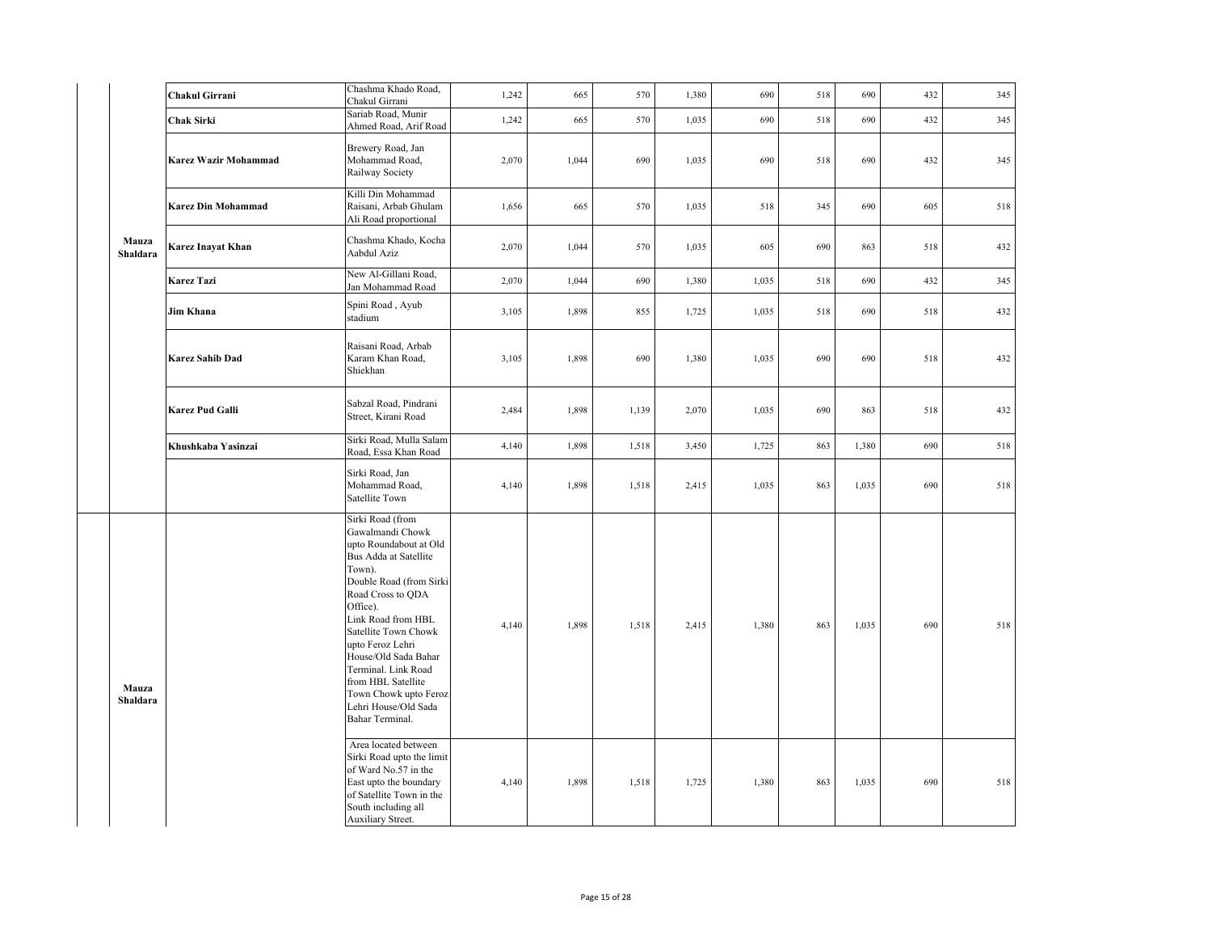| | | | | | | | | | | | |
|---|---|---|---|---|---|---|---|---|---|---|---|
| Mauza Shaldara | **Chakul Girrani** | Chashma Khado Road, Chakul Girrani | 1,242 | 665 | 570 | 1,380 | 690 | 518 | 690 | 432 | 345 |
| | **Chak Sirki** | Sariab Road, Munir Ahmed Road, Arif Road | 1,242 | 665 | 570 | 1,035 | 690 | 518 | 690 | 432 | 345 |
| | **Karez Wazir Mohammad** | Brewery Road, Jan Mohammad Road, Railway Society | 2,070 | 1,044 | 690 | 1,035 | 690 | 518 | 690 | 432 | 345 |
| | **Karez Din Mohammad** | Killi Din Mohammad Raisani, Arbab Ghulam Ali Road proportional | 1,656 | 665 | 570 | 1,035 | 518 | 345 | 690 | 605 | 518 |
| | **Karez Inayat Khan** | Chashma Khado, Kocha Aabdul Aziz | 2,070 | 1,044 | 570 | 1,035 | 605 | 690 | 863 | 518 | 432 |
| | **Karez Tazi** | New Al-Gillani Road, Jan Mohammad Road | 2,070 | 1,044 | 690 | 1,380 | 1,035 | 518 | 690 | 432 | 345 |
| | **Jim Khana** | Spini Road , Ayub stadium | 3,105 | 1,898 | 855 | 1,725 | 1,035 | 518 | 690 | 518 | 432 |
| | **Karez Sahib Dad** | Raisani Road, Arbab Karam Khan Road, Shiekhan | 3,105 | 1,898 | 690 | 1,380 | 1,035 | 690 | 690 | 518 | 432 |
| | **Karez Pud Galli** | Sabzal Road, Pindrani Street, Kirani Road | 2,484 | 1,898 | 1,139 | 2,070 | 1,035 | 690 | 863 | 518 | 432 |
| | **Khushkaba Yasinzai** | Sirki Road, Mulla Salam Road, Essa Khan Road | 4,140 | 1,898 | 1,518 | 3,450 | 1,725 | 863 | 1,380 | 690 | 518 |
| | | Sirki Road, Jan Mohammad Road, Satellite Town | 4,140 | 1,898 | 1,518 | 2,415 | 1,035 | 863 | 1,035 | 690 | 518 |
| Mauza Shaldara | | Sirki Road (from Gawalmandi Chowk upto Roundabout at Old Bus Adda at Satellite Town). Double Road (from Sirki Road Cross to QDA Office). Link Road from HBL Satellite Town Chowk upto Feroz Lehri House/Old Sada Bahar Terminal. Link Road from HBL Satellite Town Chowk upto Feroz Lehri House/Old Sada Bahar Terminal. | 4,140 | 1,898 | 1,518 | 2,415 | 1,380 | 863 | 1,035 | 690 | 518 |
| | | Area located between Sirki Road upto the limit of Ward No.57 in the East upto the boundary of Satellite Town in the South including all Auxiliary Street. | 4,140 | 1,898 | 1,518 | 1,725 | 1,380 | 863 | 1,035 | 690 | 518 |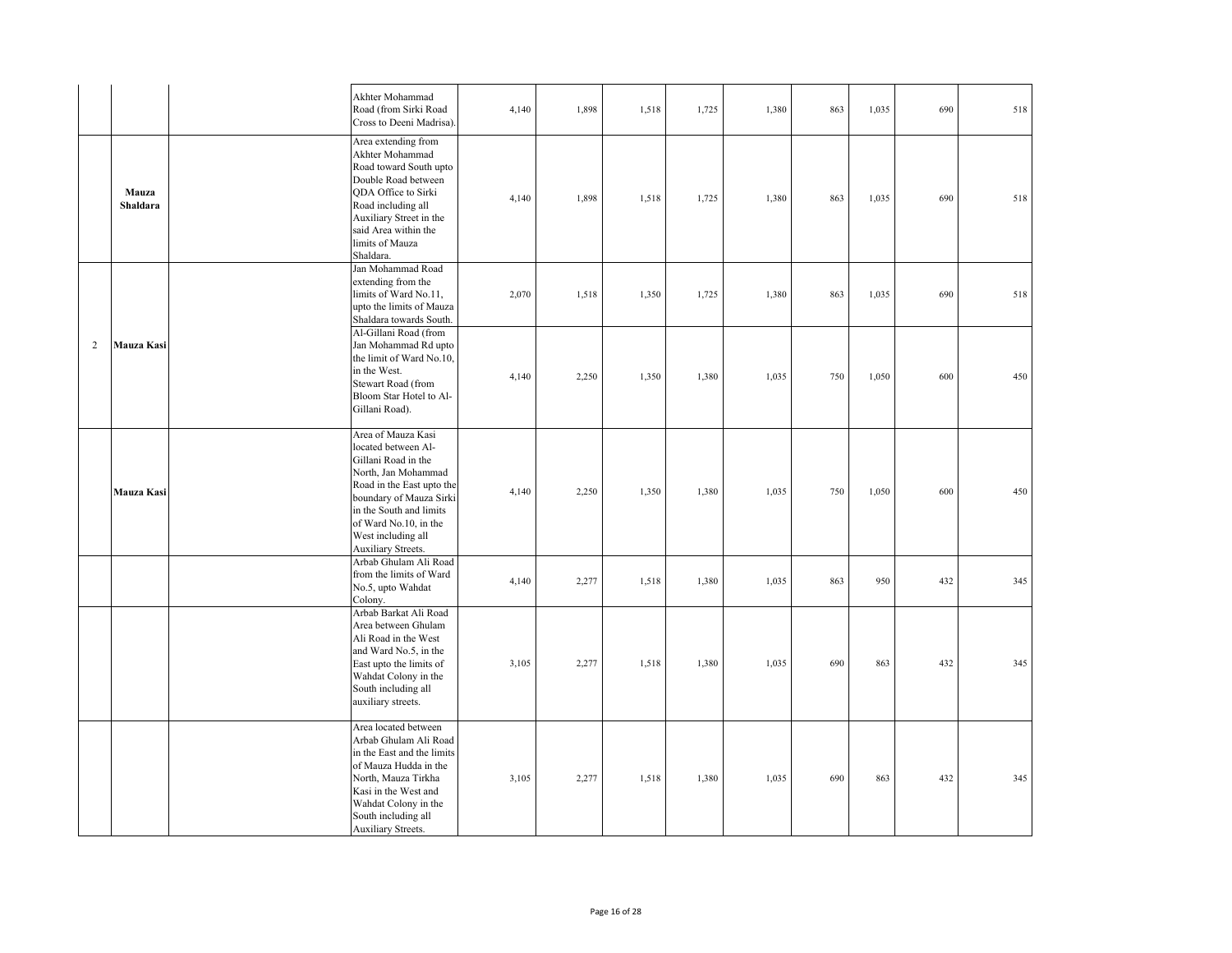| | | | | | | | | | | | | |
|---|---|---|---|---|---|---|---|---|---|---|---|---|
| | | | Akhter Mohammad Road (from Sirki Road Cross to Deeni Madrisa). | 4,140 | 1,898 | 1,518 | 1,725 | 1,380 | 863 | 1,035 | 690 | 518 |
| | **Mauza Shaldara** | | Area extending from Akhter Mohammad Road toward South upto Double Road between QDA Office to Sirki Road including all Auxiliary Street in the said Area within the limits of Mauza Shaldara. | 4,140 | 1,898 | 1,518 | 1,725 | 1,380 | 863 | 1,035 | 690 | 518 |
| 2 | **Mauza Kasi** | | Jan Mohammad Road extending from the limits of Ward No.11, upto the limits of Mauza Shaldara towards South. | 2,070 | 1,518 | 1,350 | 1,725 | 1,380 | 863 | 1,035 | 690 | 518 |
| | | | Al-Gillani Road (from Jan Mohammad Rd upto the limit of Ward No.10, in the West. Stewart Road (from Bloom Star Hotel to Al-Gillani Road). | 4,140 | 2,250 | 1,350 | 1,380 | 1,035 | 750 | 1,050 | 600 | 450 |
| | **Mauza Kasi** | | Area of Mauza Kasi located between Al-Gillani Road in the North, Jan Mohammad Road in the East upto the boundary of Mauza Sirki in the South and limits of Ward No.10, in the West including all Auxiliary Streets. | 4,140 | 2,250 | 1,350 | 1,380 | 1,035 | 750 | 1,050 | 600 | 450 |
| | | | Arbab Ghulam Ali Road from the limits of Ward No.5, upto Wahdat Colony. | 4,140 | 2,277 | 1,518 | 1,380 | 1,035 | 863 | 950 | 432 | 345 |
| | | | Arbab Barkat Ali Road Area between Ghulam Ali Road in the West and Ward No.5, in the East upto the limits of Wahdat Colony in the South including all auxiliary streets. | 3,105 | 2,277 | 1,518 | 1,380 | 1,035 | 690 | 863 | 432 | 345 |
| | | | Area located between Arbab Ghulam Ali Road in the East and the limits of Mauza Hudda in the North, Mauza Tirkha Kasi in the West and Wahdat Colony in the South including all Auxiliary Streets. | 3,105 | 2,277 | 1,518 | 1,380 | 1,035 | 690 | 863 | 432 | 345 |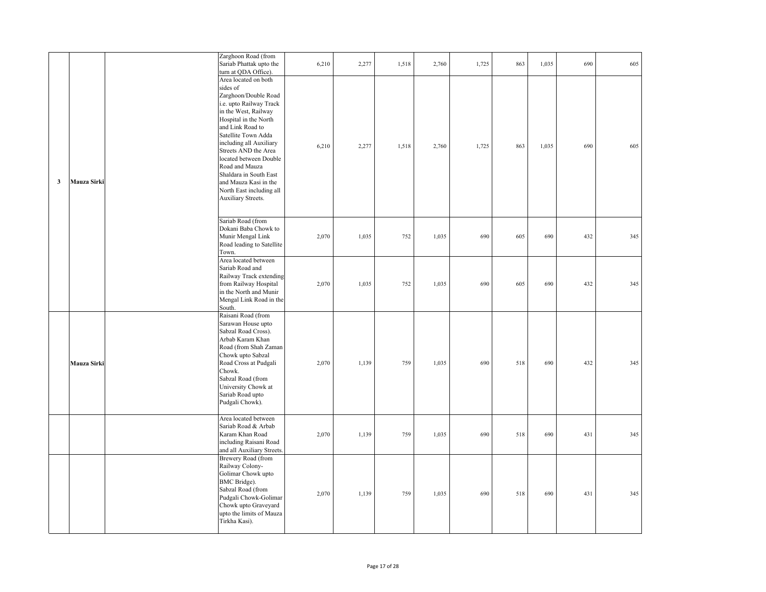|  |  |  |  |  |  |  |  |  |  |  |  |  |
|---|---|---|---|---|---|---|---|---|---|---|---|---|
|  |  |  | Zarghoon Road (from Sariab Phattak upto the turn at QDA Office). | 6,210 | 2,277 | 1,518 | 2,760 | 1,725 | 863 | 1,035 | 690 | 605 |
| 3 | Mauza Sirki |  | Area located on both sides of Zarghoon/Double Road i.e. upto Railway Track in the West, Railway Hospital in the North and Link Road to Satellite Town Adda including all Auxiliary Streets AND the Area located between Double Road and Mauza Shaldara in South East and Mauza Kasi in the North East including all Auxiliary Streets. | 6,210 | 2,277 | 1,518 | 2,760 | 1,725 | 863 | 1,035 | 690 | 605 |
|  |  |  | Sariab Road (from Dokani Baba Chowk to Munir Mengal Link Road leading to Satellite Town. | 2,070 | 1,035 | 752 | 1,035 | 690 | 605 | 690 | 432 | 345 |
|  |  |  | Area located between Sariab Road and Railway Track extending from Railway Hospital in the North and Munir Mengal Link Road in the South. | 2,070 | 1,035 | 752 | 1,035 | 690 | 605 | 690 | 432 | 345 |
|  | Mauza Sirki |  | Raisani Road (from Sarawan House upto Sabzal Road Cross). Arbab Karam Khan Road (from Shah Zaman Chowk upto Sabzal Road Cross at Pudgali Chowk. Sabzal Road (from University Chowk at Sariab Road upto Pudgali Chowk). | 2,070 | 1,139 | 759 | 1,035 | 690 | 518 | 690 | 432 | 345 |
|  |  |  | Area located between Sariab Road & Arbab Karam Khan Road including Raisani Road and all Auxiliary Streets. | 2,070 | 1,139 | 759 | 1,035 | 690 | 518 | 690 | 431 | 345 |
|  |  |  | Brewery Road (from Railway Colony-Golimar Chowk upto BMC Bridge). Sabzal Road (from Pudgali Chowk-Golimar Chowk upto Graveyard upto the limits of Mauza Tirkha Kasi). | 2,070 | 1,139 | 759 | 1,035 | 690 | 518 | 690 | 431 | 345 |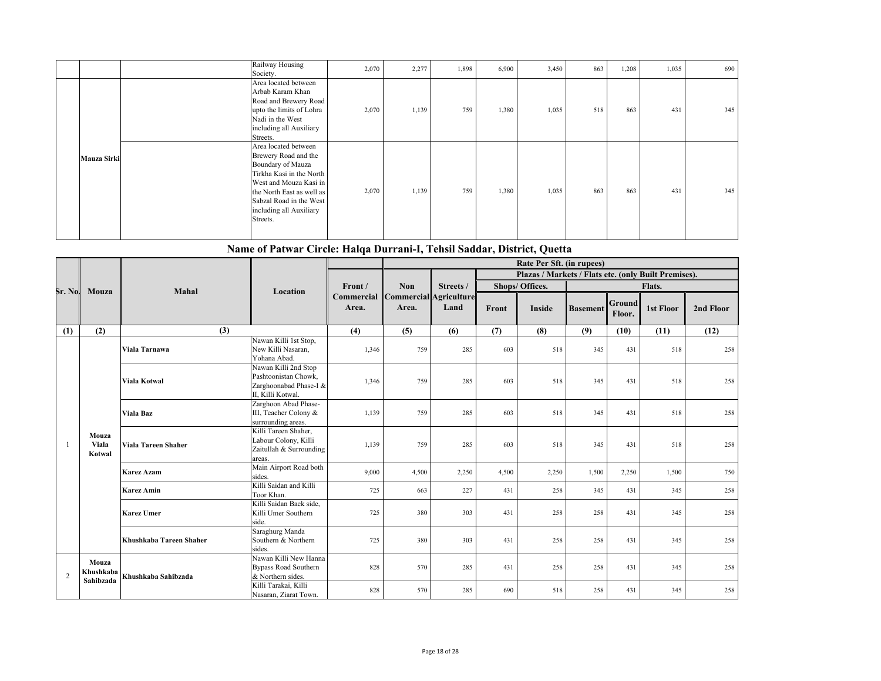| | | | | | | | | | | | | |
|---|---|---|---|---|---|---|---|---|---|---|---|---|
| | | | Railway Housing Society. | 2,070 | 2,277 | 1,898 | 6,900 | 3,450 | 863 | 1,208 | 1,035 | 690 |
| | Mauza Sirki | | Area located between Arbab Karam Khan Road and Brewery Road upto the limits of Lohra Nadi in the West including all Auxiliary Streets. | 2,070 | 1,139 | 759 | 1,380 | 1,035 | 518 | 863 | 431 | 345 |
| | | | Area located between Brewery Road and the Boundary of Mauza Tirkha Kasi in the North West and Mouza Kasi in the North East as well as Sabzal Road in the West including all Auxiliary Streets. | 2,070 | 1,139 | 759 | 1,380 | 1,035 | 863 | 863 | 431 | 345 |

## Name of Patwar Circle: Halqa Durrani-I, Tehsil Saddar, District, Quetta

| Sr. No. | Mouza | Mahal | Location | Rate Per Sft. (in rupees) | | | | | | | | |
|---|---|---|---|---|---|---|---|---|---|---|---|---|
| | | | | | | | Plazas / Markets / Flats etc. (only Built Premises). | | | | | |
| | | | | Front / Commercial Area. | Non Commercial Area. | Streets / Agriculture Land | Shops/ Offices. | | Flats. | | | |
| | | | | | | | Front | Inside | Basement | Ground Floor. | 1st Floor | 2nd Floor |
| (1) | (2) | (3) | | (4) | (5) | (6) | (7) | (8) | (9) | (10) | (11) | (12) |
| 1 | Mouza Viala Kotwal | Viala Tarnawa | Nawan Killi 1st Stop, New Killi Nasaran, Yohana Abad. | 1,346 | 759 | 285 | 603 | 518 | 345 | 431 | 518 | 258 |
| | | Viala Kotwal | Nawan Killi 2nd Stop Pashtoonistan Chowk, Zarghoonabad Phase-I & II, Killi Kotwal. | 1,346 | 759 | 285 | 603 | 518 | 345 | 431 | 518 | 258 |
| | | Viala Baz | Zarghoon Abad Phase-III, Teacher Colony & surrounding areas. | 1,139 | 759 | 285 | 603 | 518 | 345 | 431 | 518 | 258 |
| | | Viala Tareen Shaher | Killi Tareen Shaher, Labour Colony, Killi Zaitullah & Surrounding areas. | 1,139 | 759 | 285 | 603 | 518 | 345 | 431 | 518 | 258 |
| | | Karez Azam | Main Airport Road both sides. | 9,000 | 4,500 | 2,250 | 4,500 | 2,250 | 1,500 | 2,250 | 1,500 | 750 |
| | | Karez Amin | Killi Saidan and Killi Toor Khan. | 725 | 663 | 227 | 431 | 258 | 345 | 431 | 345 | 258 |
| | | Karez Umer | Killi Saidan Back side, Killi Umer Southern side. | 725 | 380 | 303 | 431 | 258 | 258 | 431 | 345 | 258 |
| | | Khushkaba Tareen Shaher | Saraghurg Manda Southern & Northern sides. | 725 | 380 | 303 | 431 | 258 | 258 | 431 | 345 | 258 |
| 2 | Mouza Khushkaba Sahibzada | Khushkaba Sahibzada | Nawan Killi New Hanna Bypass Road Southern & Northern sides. | 828 | 570 | 285 | 431 | 258 | 258 | 431 | 345 | 258 |
| | | | Killi Tarakai, Killi Nasaran, Ziarat Town. | 828 | 570 | 285 | 690 | 518 | 258 | 431 | 345 | 258 |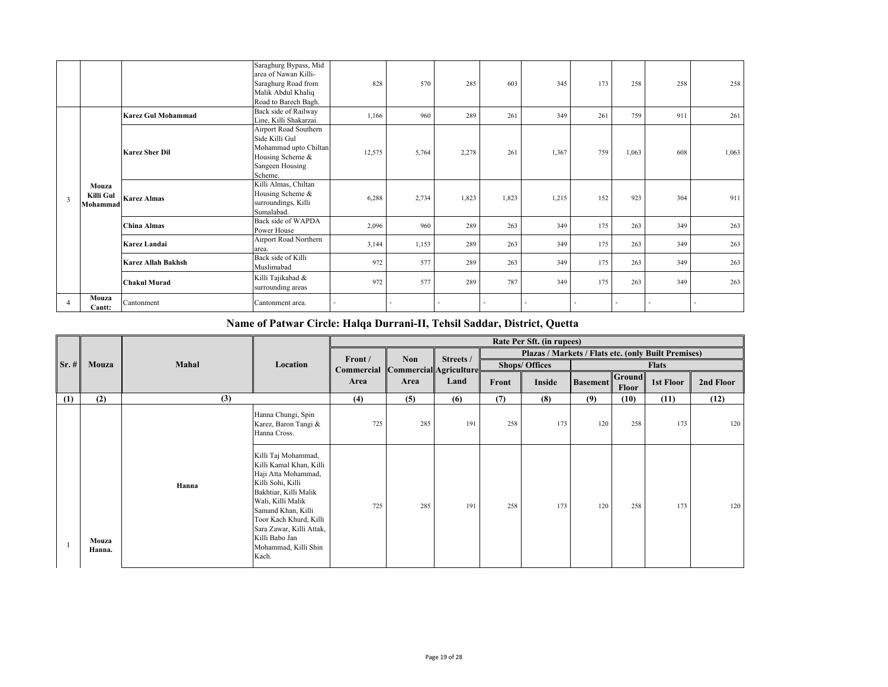| | | | | | | | | | | | | |
|---|---|---|---|---|---|---|---|---|---|---|---|---|
| | | | Saraghurg Bypass, Mid area of Nawan Killi-Saraghurg Road from Malik Abdul Khaliq Road to Barech Bagh. | 828 | 570 | 285 | 603 | 345 | 173 | 258 | 258 | 258 |
| 3 | Mouza Killi Gul Mohammad | **Karez Gul Mohammad** | Back side of Railway Line, Killi Shakarzai. | 1,166 | 960 | 289 | 261 | 349 | 261 | 759 | 911 | 261 |
| | | **Karez Sher Dil** | Airport Road Southern Side Killi Gul Mohammad upto Chiltan Housing Scheme & Sangeen Housing Scheme. | 12,575 | 5,764 | 2,278 | 261 | 1,367 | 759 | 1,063 | 608 | 1,063 |
| | | **Karez Almas** | Killi Almas, Chiltan Housing Scheme & surroundings, Killi Sumalabad. | 6,288 | 2,734 | 1,823 | 1,823 | 1,215 | 152 | 923 | 304 | 911 |
| | | **China Almas** | Back side of WAPDA Power House | 2,096 | 960 | 289 | 263 | 349 | 175 | 263 | 349 | 263 |
| | | **Karez Landai** | Airport Road Northern area. | 3,144 | 1,153 | 289 | 263 | 349 | 175 | 263 | 349 | 263 |
| | | **Karez Allah Bakhsh** | Back side of Killi Muslimabad | 972 | 577 | 289 | 263 | 349 | 175 | 263 | 349 | 263 |
| | | **Chakul Murad** | Killi Tajikabad & surrounding areas | 972 | 577 | 289 | 787 | 349 | 175 | 263 | 349 | 263 |
| 4 | Mouza Cantt: | Cantonment | Cantonment area. | - | - | - | - | - | - | - | - | - |

## Name of Patwar Circle: Halqa Durrani-II, Tehsil Saddar, District, Quetta

| Sr. # | Mouza | Mahal | Location | Rate Per Sft. (in rupees) | | | | | | | | |
|---|---|---|---|---|---|---|---|---|---|---|---|---|
| | | | | Front / Commercial Area | Non Commercial Area | Streets / Agriculture Land | Plazas / Markets / Flats etc. (only Built Premises) | | | | | |
| | | | | | | | Shops/ Offices | | Flats | | | |
| | | | | | | | Front | Inside | Basement | Ground Floor | 1st Floor | 2nd Floor |
| (1) | (2) | (3) | | (4) | (5) | (6) | (7) | (8) | (9) | (10) | (11) | (12) |
| 1 | Mouza Hanna. | Hanna | Hanna Chungi, Spin Karez, Baron Tangi & Hanna Cross. | 725 | 285 | 191 | 258 | 173 | 120 | 258 | 173 | 120 |
| | | | Killi Taj Mohammad, Killi Kamal Khan, Killi Haji Atta Mohammad, Killi Sohi, Killi Bakhtiar, Killi Malik Wali, Killi Malik Samand Khan, Killi Toor Kach Khurd, Killi Sara Zawar, Killi Attak, Killi Babo Jan Mohammad, Killi Shin Kach. | 725 | 285 | 191 | 258 | 173 | 120 | 258 | 173 | 120 |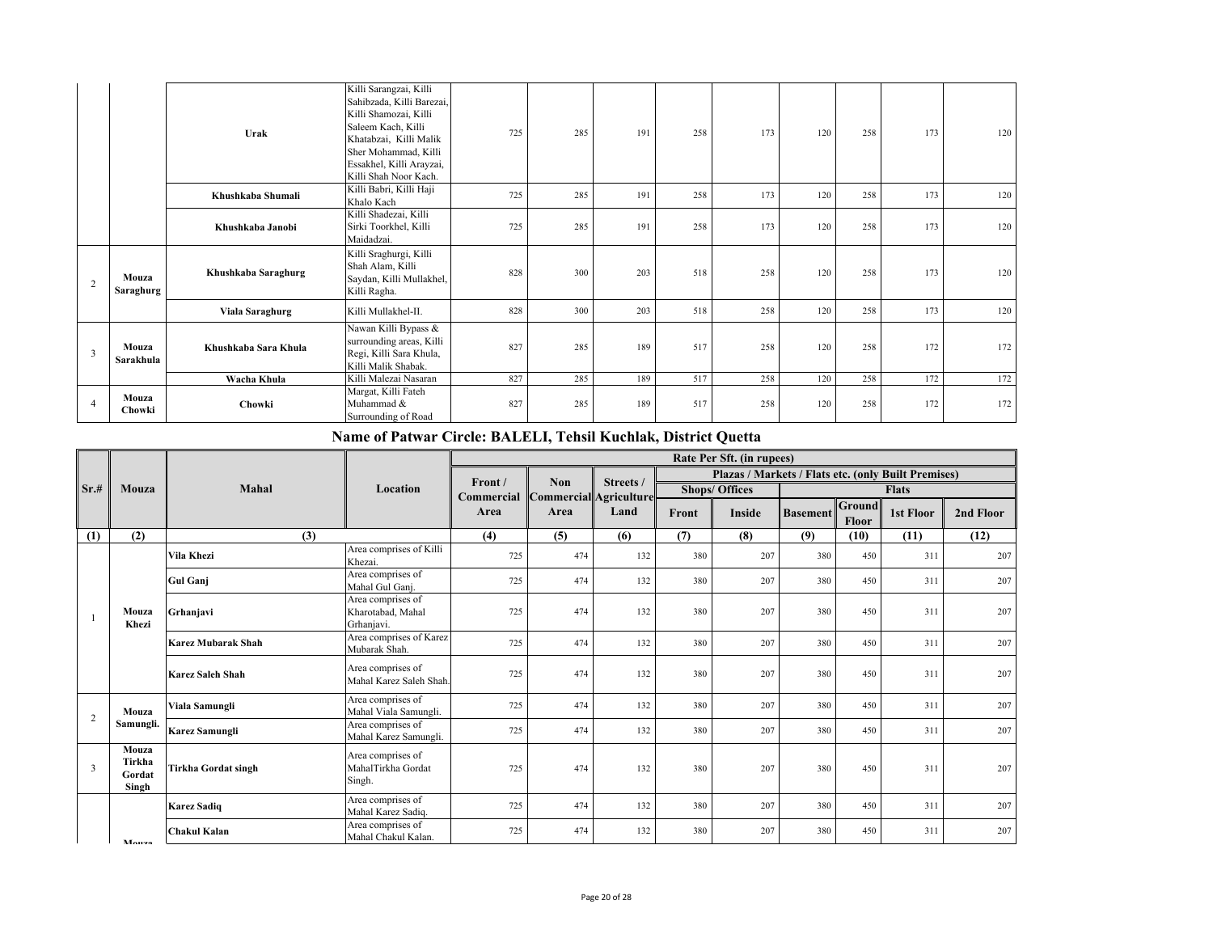| | | | | | | | | | | | | |
|---|---|---|---|---|---|---|---|---|---|---|---|---|
| | | Urak | Killi Sarangzai, Killi Sahibzada, Killi Barezai, Killi Shamozai, Killi Saleem Kach, Killi Khatabzai, Killi Malik Sher Mohammad, Killi Essakhel, Killi Arayzai, Killi Shah Noor Kach. | 725 | 285 | 191 | 258 | 173 | 120 | 258 | 173 | 120 |
| | | Khushkaba Shumali | Killi Babri, Killi Haji Khalo Kach | 725 | 285 | 191 | 258 | 173 | 120 | 258 | 173 | 120 |
| | | Khushkaba Janobi | Killi Shadezai, Killi Sirki Toorkhel, Killi Maidadzai. | 725 | 285 | 191 | 258 | 173 | 120 | 258 | 173 | 120 |
| 2 | Mouza Saraghurg | Khushkaba Saraghurg | Killi Sraghurgi, Killi Shah Alam, Killi Saydan, Killi Mullakhel, Killi Ragha. | 828 | 300 | 203 | 518 | 258 | 120 | 258 | 173 | 120 |
| | | Viala Saraghurg | Killi Mullakhel-II. | 828 | 300 | 203 | 518 | 258 | 120 | 258 | 173 | 120 |
| 3 | Mouza Sarakhula | Khushkaba Sara Khula | Nawan Killi Bypass & surrounding areas, Killi Regi, Killi Sara Khula, Killi Malik Shabak. | 827 | 285 | 189 | 517 | 258 | 120 | 258 | 172 | 172 |
| | | Wacha Khula | Killi Malezai Nasaran | 827 | 285 | 189 | 517 | 258 | 120 | 258 | 172 | 172 |
| 4 | Mouza Chowki | Chowki | Margat, Killi Fateh Muhammad & Surrounding of Road | 827 | 285 | 189 | 517 | 258 | 120 | 258 | 172 | 172 |

## Name of Patwar Circle: BALELI, Tehsil Kuchlak, District Quetta

| Sr.# | Mouza | Mahal | Location | Rate Per Sft. (in rupees) | | | | | | | | |
|---|---|---|---|---|---|---|---|---|---|---|---|---|
| | | | | Front / Commercial Area | Non Commercial Area | Streets / Agriculture Land | Plazas / Markets / Flats etc. (only Built Premises) | | | | | |
| | | | | | | | Shops/ Offices | | Flats | | | |
| | | | | | | | Front | Inside | Basement | Ground Floor | 1st Floor | 2nd Floor |
| (1) | (2) | (3) | | (4) | (5) | (6) | (7) | (8) | (9) | (10) | (11) | (12) |
| 1 | Mouza Khezi | Vila Khezi | Area comprises of Killi Khezai. | 725 | 474 | 132 | 380 | 207 | 380 | 450 | 311 | 207 |
| | | Gul Ganj | Area comprises of Mahal Gul Ganj. | 725 | 474 | 132 | 380 | 207 | 380 | 450 | 311 | 207 |
| | | Grhanjavi | Area comprises of Kharotabad, Mahal Grhanjavi. | 725 | 474 | 132 | 380 | 207 | 380 | 450 | 311 | 207 |
| | | Karez Mubarak Shah | Area comprises of Karez Mubarak Shah. | 725 | 474 | 132 | 380 | 207 | 380 | 450 | 311 | 207 |
| | | Karez Saleh Shah | Area comprises of Mahal Karez Saleh Shah. | 725 | 474 | 132 | 380 | 207 | 380 | 450 | 311 | 207 |
| 2 | Mouza Samungli. | Viala Samungli | Area comprises of Mahal Viala Samungli. | 725 | 474 | 132 | 380 | 207 | 380 | 450 | 311 | 207 |
| | | Karez Samungli | Area comprises of Mahal Karez Samungli. | 725 | 474 | 132 | 380 | 207 | 380 | 450 | 311 | 207 |
| 3 | Mouza Tirkha Gordat Singh | Tirkha Gordat singh | Area comprises of MahalTirkha Gordat Singh. | 725 | 474 | 132 | 380 | 207 | 380 | 450 | 311 | 207 |
| | Mouza | Karez Sadiq | Area comprises of Mahal Karez Sadiq. | 725 | 474 | 132 | 380 | 207 | 380 | 450 | 311 | 207 |
| | | Chakul Kalan | Area comprises of Mahal Chakul Kalan. | 725 | 474 | 132 | 380 | 207 | 380 | 450 | 311 | 207 |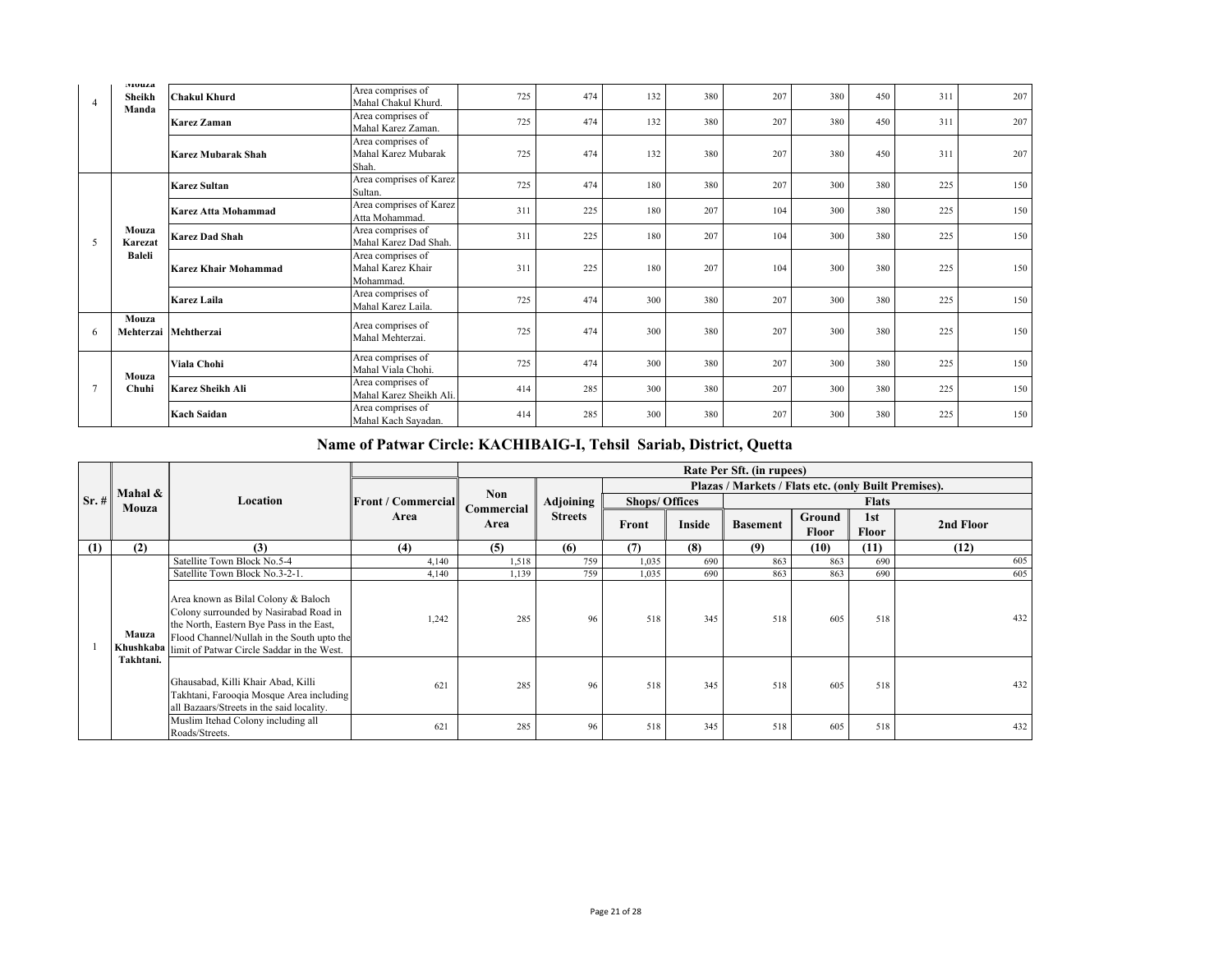| | | | | | | | | | | | | |
|---|---|---|---|---|---|---|---|---|---|---|---|---|
| 4 | Mouza Sheikh Manda | **Chakul Khurd** | Area comprises of Mahal Chakul Khurd. | 725 | 474 | 132 | 380 | 207 | 380 | 450 | 311 | 207 |
| | | **Karez Zaman** | Area comprises of Mahal Karez Zaman. | 725 | 474 | 132 | 380 | 207 | 380 | 450 | 311 | 207 |
| | | **Karez Mubarak Shah** | Area comprises of Mahal Karez Mubarak Shah. | 725 | 474 | 132 | 380 | 207 | 380 | 450 | 311 | 207 |
| 5 | Mouza Karezat Baleli | **Karez Sultan** | Area comprises of Karez Sultan. | 725 | 474 | 180 | 380 | 207 | 300 | 380 | 225 | 150 |
| | | **Karez Atta Mohammad** | Area comprises of Karez Atta Mohammad. | 311 | 225 | 180 | 207 | 104 | 300 | 380 | 225 | 150 |
| | | **Karez Dad Shah** | Area comprises of Mahal Karez Dad Shah. | 311 | 225 | 180 | 207 | 104 | 300 | 380 | 225 | 150 |
| | | **Karez Khair Mohammad** | Area comprises of Mahal Karez Khair Mohammad. | 311 | 225 | 180 | 207 | 104 | 300 | 380 | 225 | 150 |
| | | **Karez Laila** | Area comprises of Mahal Karez Laila. | 725 | 474 | 300 | 380 | 207 | 300 | 380 | 225 | 150 |
| 6 | Mouza Mehterzai | **Mehtherzai** | Area comprises of Mahal Mehterzai. | 725 | 474 | 300 | 380 | 207 | 300 | 380 | 225 | 150 |
| 7 | Mouza Chuhi | **Viala Chohi** | Area comprises of Mahal Viala Chohi. | 725 | 474 | 300 | 380 | 207 | 300 | 380 | 225 | 150 |
| | | **Karez Sheikh Ali** | Area comprises of Mahal Karez Sheikh Ali. | 414 | 285 | 300 | 380 | 207 | 300 | 380 | 225 | 150 |
| | | **Kach Saidan** | Area comprises of Mahal Kach Sayadan. | 414 | 285 | 300 | 380 | 207 | 300 | 380 | 225 | 150 |

## Name of Patwar Circle: KACHIBAIG-I, Tehsil Sariab, District, Quetta

| Sr. # | Mahal & Mouza | Location | Rate Per Sft. (in rupees) | | | | | | | | |
|---|---|---|---|---|---|---|---|---|---|---|---|
| | | | Front / Commercial Area | Non Commercial Area | Adjoining Streets | Plazas / Markets / Flats etc. (only Built Premises). | | | | | |
| | | | | | | Shops/ Offices | | Flats | | | |
| | | | | | | Front | Inside | Basement | Ground Floor | 1st Floor | 2nd Floor |
| (1) | (2) | (3) | (4) | (5) | (6) | (7) | (8) | (9) | (10) | (11) | (12) |
| 1 | Mauza Khushkaba Takhtani. | Satellite Town Block No.5-4 | 4,140 | 1,518 | 759 | 1,035 | 690 | 863 | 863 | 690 | 605 |
| | | Satellite Town Block No.3-2-1. | 4,140 | 1,139 | 759 | 1,035 | 690 | 863 | 863 | 690 | 605 |
| | | Area known as Bilal Colony & Baloch Colony surrounded by Nasirabad Road in the North, Eastern Bye Pass in the East, Flood Channel/Nullah in the South upto the limit of Patwar Circle Saddar in the West. | 1,242 | 285 | 96 | 518 | 345 | 518 | 605 | 518 | 432 |
| | | Ghausabad, Killi Khair Abad, Killi Takhtani, Farooqia Mosque Area including all Bazaars/Streets in the said locality. | 621 | 285 | 96 | 518 | 345 | 518 | 605 | 518 | 432 |
| | | Muslim Itehad Colony including all Roads/Streets. | 621 | 285 | 96 | 518 | 345 | 518 | 605 | 518 | 432 |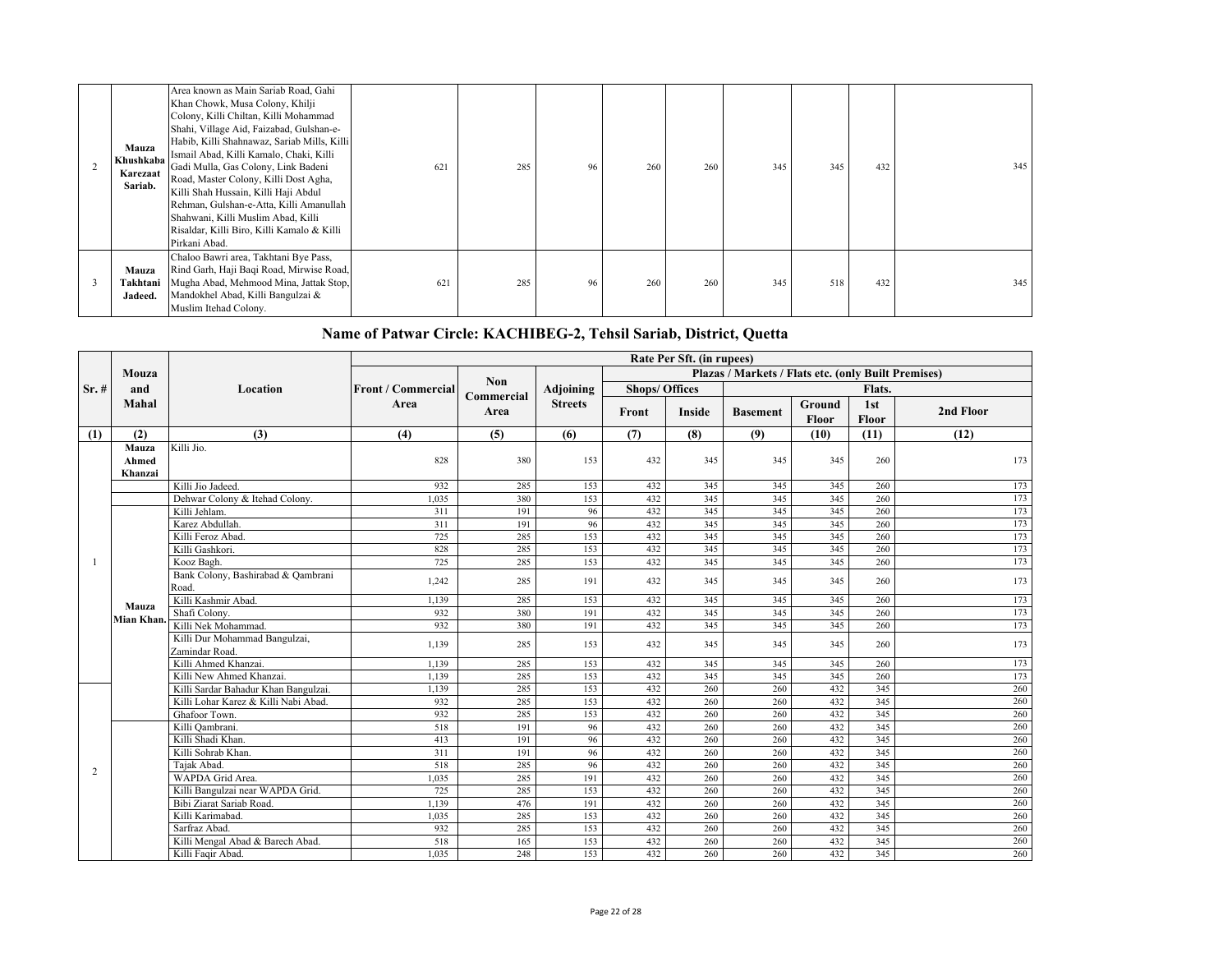| 2 | Mauza Khushkaba Karezaat Sariab. | Area known as Main Sariab Road, Gahi Khan Chowk, Musa Colony, Khilji Colony, Killi Chiltan, Killi Mohammad Shahi, Village Aid, Faizabad, Gulshan-e-Habib, Killi Shahnawaz, Sariab Mills, Killi Ismail Abad, Killi Kamalo, Chaki, Killi Gadi Mulla, Gas Colony, Link Badeni Road, Master Colony, Killi Dost Agha, Killi Shah Hussain, Killi Haji Abdul Rehman, Gulshan-e-Atta, Killi Amanullah Shahwani, Killi Muslim Abad, Killi Risaldar, Killi Biro, Killi Kamalo & Killi Pirkani Abad. | 621 | 285 | 96 | 260 | 260 | 345 | 345 | 432 | 345 |
|---|---|---|---|---|---|---|---|---|---|---|---|
| 3 | Mauza Takhtani Jadeed. | Chaloo Bawri area, Takhtani Bye Pass, Rind Garh, Haji Baqi Road, Mirwise Road, Mugha Abad, Mehmood Mina, Jattak Stop, Mandokhel Abad, Killi Bangulzai & Muslim Itehad Colony. | 621 | 285 | 96 | 260 | 260 | 345 | 518 | 432 | 345 |

## Name of Patwar Circle: KACHIBEG-2, Tehsil Sariab, District, Quetta

| Sr. # | Mouza and Mahal | Location | Rate Per Sft. (in rupees) | | | | | | | | |
|---|---|---|---|---|---|---|---|---|---|---|---|
| | | | Front / Commercial Area | Non Commercial Area | Adjoining Streets | Plazas / Markets / Flats etc. (only Built Premises) | | | | | |
| | | | | | | Shops/ Offices | | Flats. | | | |
| | | | | | | Front | Inside | Basement | Ground Floor | 1st Floor | 2nd Floor |
| (1) | (2) | (3) | (4) | (5) | (6) | (7) | (8) | (9) | (10) | (11) | (12) |
| 1 | Mauza Ahmed Khanzai | Killi Jio. | 828 | 380 | 153 | 432 | 345 | 345 | 345 | 260 | 173 |
| | | Killi Jio Jadeed. | 932 | 285 | 153 | 432 | 345 | 345 | 345 | 260 | 173 |
| | | Dehwar Colony & Itehad Colony. | 1,035 | 380 | 153 | 432 | 345 | 345 | 345 | 260 | 173 |
| | Mauza Mian Khan. | Killi Jehlam. | 311 | 191 | 96 | 432 | 345 | 345 | 345 | 260 | 173 |
| | | Karez Abdullah. | 311 | 191 | 96 | 432 | 345 | 345 | 345 | 260 | 173 |
| | | Killi Feroz Abad. | 725 | 285 | 153 | 432 | 345 | 345 | 345 | 260 | 173 |
| | | Killi Gashkori. | 828 | 285 | 153 | 432 | 345 | 345 | 345 | 260 | 173 |
| | | Kooz Bagh. | 725 | 285 | 153 | 432 | 345 | 345 | 345 | 260 | 173 |
| | | Bank Colony, Bashirabad & Qambrani Road. | 1,242 | 285 | 191 | 432 | 345 | 345 | 345 | 260 | 173 |
| | | Killi Kashmir Abad. | 1,139 | 285 | 153 | 432 | 345 | 345 | 345 | 260 | 173 |
| | | Shafi Colony. | 932 | 380 | 191 | 432 | 345 | 345 | 345 | 260 | 173 |
| | | Killi Nek Mohammad. | 932 | 380 | 191 | 432 | 345 | 345 | 345 | 260 | 173 |
| | | Killi Dur Mohammad Bangulzai, Zamindar Road. | 1,139 | 285 | 153 | 432 | 345 | 345 | 345 | 260 | 173 |
| | | Killi Ahmed Khanzai. | 1,139 | 285 | 153 | 432 | 345 | 345 | 345 | 260 | 173 |
| | | Killi New Ahmed Khanzai. | 1,139 | 285 | 153 | 432 | 345 | 345 | 345 | 260 | 173 |
| 2 | | Killi Sardar Bahadur Khan Bangulzai. | 1,139 | 285 | 153 | 432 | 260 | 260 | 432 | 345 | 260 |
| | | Killi Lohar Karez & Killi Nabi Abad. | 932 | 285 | 153 | 432 | 260 | 260 | 432 | 345 | 260 |
| | | Ghafoor Town. | 932 | 285 | 153 | 432 | 260 | 260 | 432 | 345 | 260 |
| | | Killi Qambrani. | 518 | 191 | 96 | 432 | 260 | 260 | 432 | 345 | 260 |
| | | Killi Shadi Khan. | 413 | 191 | 96 | 432 | 260 | 260 | 432 | 345 | 260 |
| | | Killi Sohrab Khan. | 311 | 191 | 96 | 432 | 260 | 260 | 432 | 345 | 260 |
| | | Tajak Abad. | 518 | 285 | 96 | 432 | 260 | 260 | 432 | 345 | 260 |
| | | WAPDA Grid Area. | 1,035 | 285 | 191 | 432 | 260 | 260 | 432 | 345 | 260 |
| | | Killi Bangulzai near WAPDA Grid. | 725 | 285 | 153 | 432 | 260 | 260 | 432 | 345 | 260 |
| | | Bibi Ziarat Sariab Road. | 1,139 | 476 | 191 | 432 | 260 | 260 | 432 | 345 | 260 |
| | | Killi Karimabad. | 1,035 | 285 | 153 | 432 | 260 | 260 | 432 | 345 | 260 |
| | | Sarfraz Abad. | 932 | 285 | 153 | 432 | 260 | 260 | 432 | 345 | 260 |
| | | Killi Mengal Abad & Barech Abad. | 518 | 165 | 153 | 432 | 260 | 260 | 432 | 345 | 260 |
| | | Killi Faqir Abad. | 1,035 | 248 | 153 | 432 | 260 | 260 | 432 | 345 | 260 |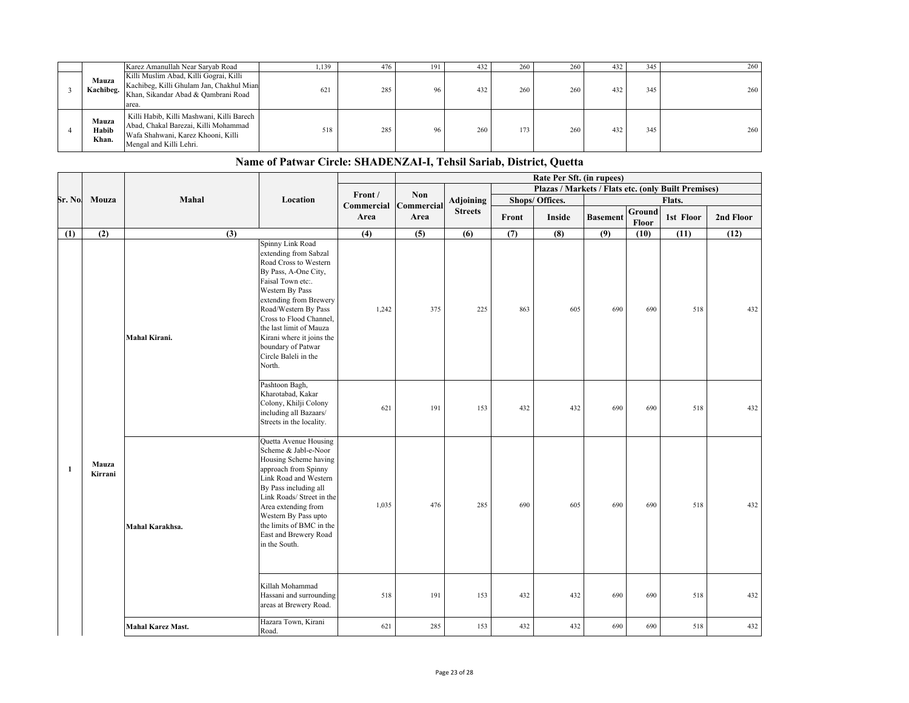| | | Karez Amanullah Near Saryab Road | 1,139 | 476 | 191 | 432 | 260 | 260 | 432 | 345 | 260 |
|---|---|---|---|---|---|---|---|---|---|---|---|
| 3 | **Mauza Kachibeg.** | Killi Muslim Abad, Killi Gograi, Killi Kachibeg, Killi Ghulam Jan, Chakhul Mian Khan, Sikandar Abad & Qambrani Road area. | 621 | 285 | 96 | 432 | 260 | 260 | 432 | 345 | 260 |
| 4 | **Mauza Habib Khan.** | Killi Habib, Killi Mashwani, Killi Barech Abad, Chakal Barezai, Killi Mohammad Wafa Shahwani, Karez Khooni, Killi Mengal and Killi Lehri. | 518 | 285 | 96 | 260 | 173 | 260 | 432 | 345 | 260 |

## Name of Patwar Circle: SHADENZAI-I, Tehsil Sariab, District, Quetta

| Sr. No. | Mouza | Mahal | Location | Rate Per Sft. (in rupees) | | | | | | | | |
|---|---|---|---|---|---|---|---|---|---|---|---|---|
| | | | | Front / Commercial Area | Non Commercial Area | Adjoining Streets | Plazas / Markets / Flats etc. (only Built Premises) | | | | | |
| | | | | | | | Shops/ Offices. | | Flats. | | | |
| | | | | | | | Front | Inside | Basement | Ground Floor | 1st Floor | 2nd Floor |
| (1) | (2) | (3) | | (4) | (5) | (6) | (7) | (8) | (9) | (10) | (11) | (12) |
| 1 | Mauza Kirrani | Mahal Kirani. | Spinny Link Road extending from Sabzal Road Cross to Western By Pass, A-One City, Faisal Town etc:. Western By Pass extending from Brewery Road/Western By Pass Cross to Flood Channel, the last limit of Mauza Kirani where it joins the boundary of Patwar Circle Baleli in the North. | 1,242 | 375 | 225 | 863 | 605 | 690 | 690 | 518 | 432 |
| | | | Pashtoon Bagh, Kharotabad, Kakar Colony, Khilji Colony including all Bazaars/ Streets in the locality. | 621 | 191 | 153 | 432 | 432 | 690 | 690 | 518 | 432 |
| | | Mahal Karakhsa. | Quetta Avenue Housing Scheme & Jabl-e-Noor Housing Scheme having approach from Spinny Link Road and Western By Pass including all Link Roads/ Street in the Area extending from Western By Pass upto the limits of BMC in the East and Brewery Road in the South. | 1,035 | 476 | 285 | 690 | 605 | 690 | 690 | 518 | 432 |
| | | | Killah Mohammad Hassani and surrounding areas at Brewery Road. | 518 | 191 | 153 | 432 | 432 | 690 | 690 | 518 | 432 |
| | | Mahal Karez Mast. | Hazara Town, Kirani Road. | 621 | 285 | 153 | 432 | 432 | 690 | 690 | 518 | 432 |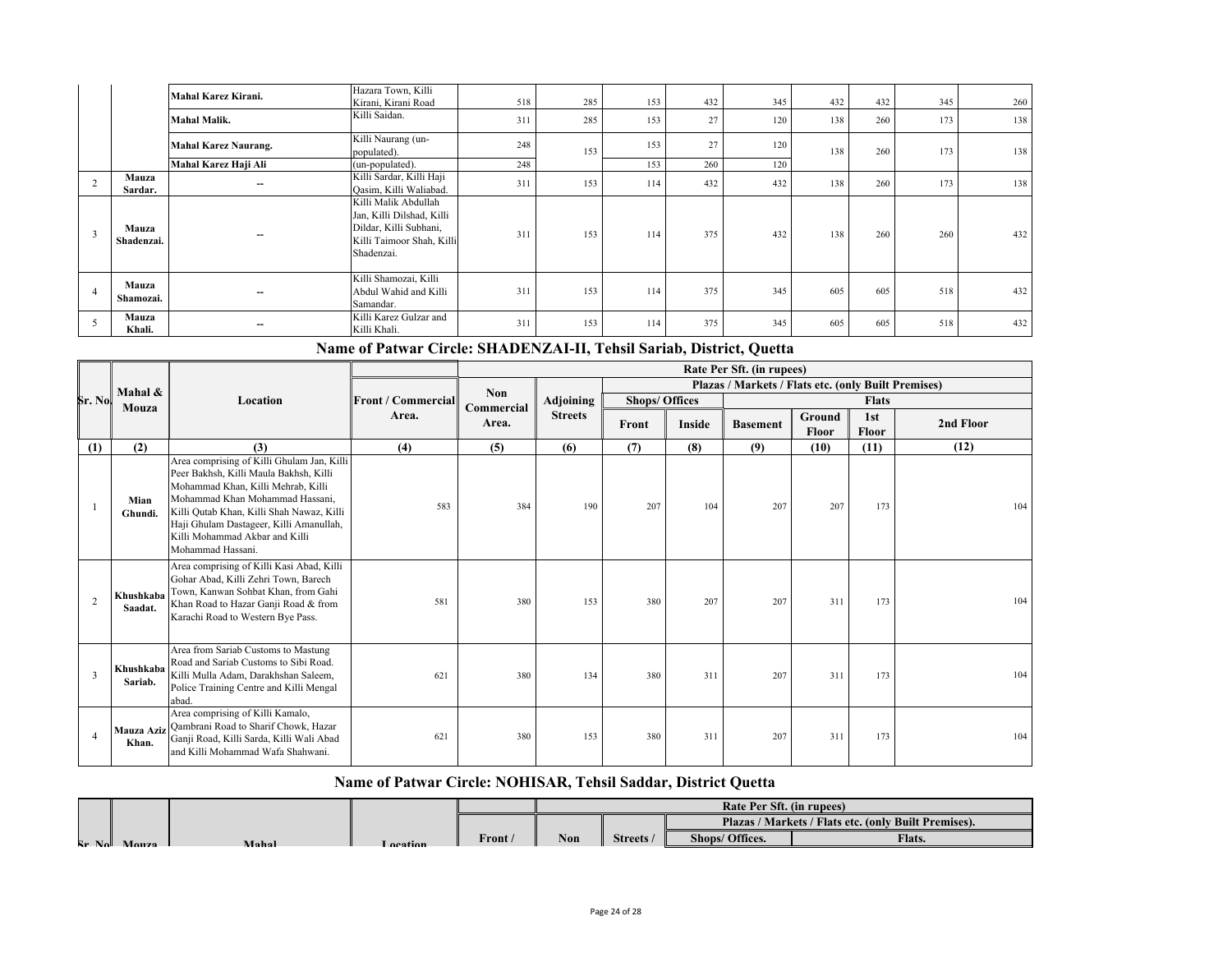| | | | | | | | | | | | | |
|---|---|---|---|---|---|---|---|---|---|---|---|---|
| | | Mahal Karez Kirani. | Hazara Town, Killi Kirani, Kirani Road | 518 | 285 | 153 | 432 | 345 | 432 | 432 | 345 | 260 |
| | | Mahal Malik. | Killi Saidan. | 311 | 285 | 153 | 27 | 120 | 138 | 260 | 173 | 138 |
| | | Mahal Karez Naurang. | Killi Naurang (un-populated). | 248 | 153 | 153 | 27 | 120 | 138 | 260 | 173 | 138 |
| | | Mahal Karez Haji Ali | (un-populated). | 248 | | 153 | 260 | 120 | | | | |
| 2 | Mauza Sardar. | -- | Killi Sardar, Killi Haji Qasim, Killi Waliabad. | 311 | 153 | 114 | 432 | 432 | 138 | 260 | 173 | 138 |
| 3 | Mauza Shadenzai. | -- | Killi Malik Abdullah Jan, Killi Dilshad, Killi Dildar, Killi Subhani, Killi Taimoor Shah, Killi Shadenzai. | 311 | 153 | 114 | 375 | 432 | 138 | 260 | 260 | 432 |
| 4 | Mauza Shamozai. | -- | Killi Shamozai, Killi Abdul Wahid and Killi Samandar. | 311 | 153 | 114 | 375 | 345 | 605 | 605 | 518 | 432 |
| 5 | Mauza Khali. | -- | Killi Karez Gulzar and Killi Khali. | 311 | 153 | 114 | 375 | 345 | 605 | 605 | 518 | 432 |

## Name of Patwar Circle: SHADENZAI-II, Tehsil Sariab, District, Quetta

| Sr. No. | Mahal & Mouza | Location | Rate Per Sft. (in rupees) | | | | | | | | |
|---|---|---|---|---|---|---|---|---|---|---|---|
| | | | Front / Commercial Area. | Non Commercial Area. | Adjoining Streets | Plazas / Markets / Flats etc. (only Built Premises) | | | | | |
| | | | | | | Shops/ Offices | | Flats | | | |
| | | | | | | Front | Inside | Basement | Ground Floor | 1st Floor | 2nd Floor |
| (1) | (2) | (3) | (4) | (5) | (6) | (7) | (8) | (9) | (10) | (11) | (12) |
| 1 | Mian Ghundi. | Area comprising of Killi Ghulam Jan, Killi Peer Bakhsh, Killi Maula Bakhsh, Killi Mohammad Khan, Killi Mehrab, Killi Mohammad Khan Mohammad Hassani, Killi Qutab Khan, Killi Shah Nawaz, Killi Haji Ghulam Dastageer, Killi Amanullah, Killi Mohammad Akbar and Killi Mohammad Hassani. | 583 | 384 | 190 | 207 | 104 | 207 | 207 | 173 | 104 |
| 2 | Khushkaba Saadat. | Area comprising of Killi Kasi Abad, Killi Gohar Abad, Killi Zehri Town, Barech Town, Kanwan Sohbat Khan, from Gahi Khan Road to Hazar Ganji Road & from Karachi Road to Western Bye Pass. | 581 | 380 | 153 | 380 | 207 | 207 | 311 | 173 | 104 |
| 3 | Khushkaba Sariab. | Area from Sariab Customs to Mastung Road and Sariab Customs to Sibi Road. Killi Mulla Adam, Darakhshan Saleem, Police Training Centre and Killi Mengal abad. | 621 | 380 | 134 | 380 | 311 | 207 | 311 | 173 | 104 |
| 4 | Mauza Aziz Khan. | Area comprising of Killi Kamalo, Qambrani Road to Sharif Chowk, Hazar Ganji Road, Killi Sarda, Killi Wali Abad and Killi Mohammad Wafa Shahwani. | 621 | 380 | 153 | 380 | 311 | 207 | 311 | 173 | 104 |

## Name of Patwar Circle: NOHISAR, Tehsil Saddar, District Quetta

| Sr. No. | Mouza | Mahal | Location | Rate Per Sft. (in rupees) | | | | |
|---|---|---|---|---|---|---|---|---|
| | | | | | | | Plazas / Markets / Flats etc. (only Built Premises). | |
| | | | | Front / | Non | Streets / | Shops/ Offices. | Flats. |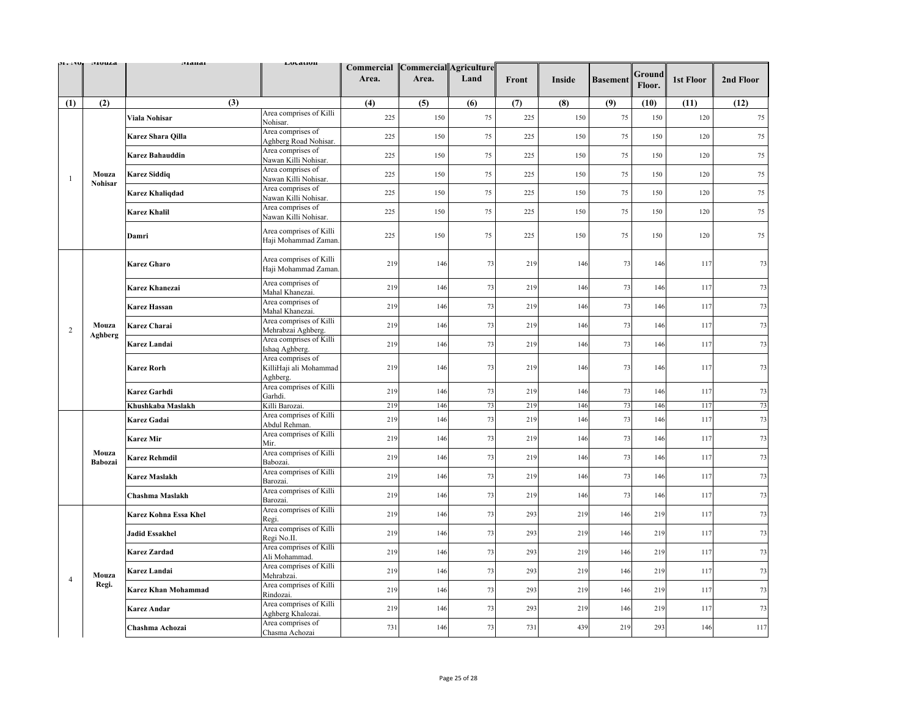| Sr. No. | Mouza | Mahal | Location | Commercial Area. | Commercial Area. | Agriculture Land | Front | Inside | Basement | Ground Floor. | 1st Floor | 2nd Floor |
|---|---|---|---|---|---|---|---|---|---|---|---|---|
| (1) | (2) | (3) | | (4) | (5) | (6) | (7) | (8) | (9) | (10) | (11) | (12) |
| 1 | Mouza Nohisar | Viala Nohisar | Area comprises of Killi Nohisar. | 225 | 150 | 75 | 225 | 150 | 75 | 150 | 120 | 75 |
| | | Karez Shara Qilla | Area comprises of Aghberg Road Nohisar. | 225 | 150 | 75 | 225 | 150 | 75 | 150 | 120 | 75 |
| | | Karez Bahauddin | Area comprises of Nawan Killi Nohisar. | 225 | 150 | 75 | 225 | 150 | 75 | 150 | 120 | 75 |
| | | Karez Siddiq | Area comprises of Nawan Killi Nohisar. | 225 | 150 | 75 | 225 | 150 | 75 | 150 | 120 | 75 |
| | | Karez Khaliqdad | Area comprises of Nawan Killi Nohisar. | 225 | 150 | 75 | 225 | 150 | 75 | 150 | 120 | 75 |
| | | Karez Khalil | Area comprises of Nawan Killi Nohisar. | 225 | 150 | 75 | 225 | 150 | 75 | 150 | 120 | 75 |
| | | Damri | Area comprises of Killi Haji Mohammad Zaman. | 225 | 150 | 75 | 225 | 150 | 75 | 150 | 120 | 75 |
| 2 | Mouza Aghberg | Karez Gharo | Area comprises of Killi Haji Mohammad Zaman. | 219 | 146 | 73 | 219 | 146 | 73 | 146 | 117 | 73 |
| | | Karez Khanezai | Area comprises of Mahal Khanezai. | 219 | 146 | 73 | 219 | 146 | 73 | 146 | 117 | 73 |
| | | Karez Hassan | Area comprises of Mahal Khanezai. | 219 | 146 | 73 | 219 | 146 | 73 | 146 | 117 | 73 |
| | | Karez Charai | Area comprises of Killi Mehrabzai Aghberg. | 219 | 146 | 73 | 219 | 146 | 73 | 146 | 117 | 73 |
| | | Karez Landai | Area comprises of Killi Ishaq Aghberg. | 219 | 146 | 73 | 219 | 146 | 73 | 146 | 117 | 73 |
| | | Karez Rorh | Area comprises of KilliHaji ali Mohammad Aghberg. | 219 | 146 | 73 | 219 | 146 | 73 | 146 | 117 | 73 |
| | | Karez Garhdi | Area comprises of Killi Garhdi. | 219 | 146 | 73 | 219 | 146 | 73 | 146 | 117 | 73 |
| | | Khushkaba Maslakh | Killi Barozai. | 219 | 146 | 73 | 219 | 146 | 73 | 146 | 117 | 73 |
| | Mouza Babozai | Karez Gadai | Area comprises of Killi Abdul Rehman. | 219 | 146 | 73 | 219 | 146 | 73 | 146 | 117 | 73 |
| | | Karez Mir | Area comprises of Killi Mir. | 219 | 146 | 73 | 219 | 146 | 73 | 146 | 117 | 73 |
| | | Karez Rehmdil | Area comprises of Killi Babozai. | 219 | 146 | 73 | 219 | 146 | 73 | 146 | 117 | 73 |
| | | Karez Maslakh | Area comprises of Killi Barozai. | 219 | 146 | 73 | 219 | 146 | 73 | 146 | 117 | 73 |
| | | Chashma Maslakh | Area comprises of Killi Barozai. | 219 | 146 | 73 | 219 | 146 | 73 | 146 | 117 | 73 |
| 4 | Mouza Regi. | Karez Kohna Essa Khel | Area comprises of Killi Regi. | 219 | 146 | 73 | 293 | 219 | 146 | 219 | 117 | 73 |
| | | Jadid Essakhel | Area comprises of Killi Regi No.II. | 219 | 146 | 73 | 293 | 219 | 146 | 219 | 117 | 73 |
| | | Karez Zardad | Area comprises of Killi Ali Mohammad. | 219 | 146 | 73 | 293 | 219 | 146 | 219 | 117 | 73 |
| | | Karez Landai | Area comprises of Killi Mehrabzai. | 219 | 146 | 73 | 293 | 219 | 146 | 219 | 117 | 73 |
| | | Karez Khan Mohammad | Area comprises of Killi Rindozai. | 219 | 146 | 73 | 293 | 219 | 146 | 219 | 117 | 73 |
| | | Karez Andar | Area comprises of Killi Aghberg Khalozai. | 219 | 146 | 73 | 293 | 219 | 146 | 219 | 117 | 73 |
| | | Chashma Achozai | Area comprises of Chasma Achozai | 731 | 146 | 73 | 731 | 439 | 219 | 293 | 146 | 117 |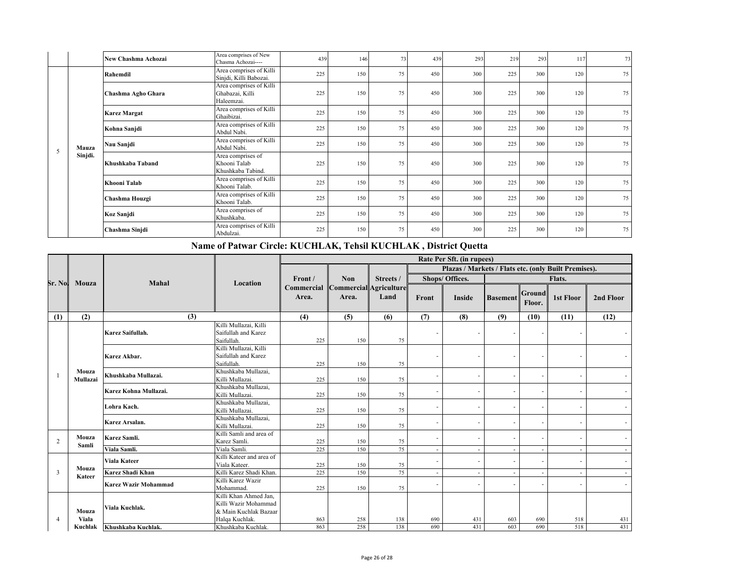| | | New Chashma Achozai | Area comprises of New Chasma Achozai---- | 439 | 146 | 73 | 439 | 293 | 219 | 293 | 117 | 73 |
|---|---|---|---|---|---|---|---|---|---|---|---|---|
| 5 | Mauza Sinjdi. | Rahemdil | Area comprises of Killi Sinjdi, Killi Babozai. | 225 | 150 | 75 | 450 | 300 | 225 | 300 | 120 | 75 |
| | | Chashma Agho Ghara | Area comprises of Killi Ghabazai, Killi Haleemzai. | 225 | 150 | 75 | 450 | 300 | 225 | 300 | 120 | 75 |
| | | Karez Margat | Area comprises of Killi Ghaibizai. | 225 | 150 | 75 | 450 | 300 | 225 | 300 | 120 | 75 |
| | | Kohna Sanjdi | Area comprises of Killi Abdul Nabi. | 225 | 150 | 75 | 450 | 300 | 225 | 300 | 120 | 75 |
| | | Nau Sanjdi | Area comprises of Killi Abdul Nabi. | 225 | 150 | 75 | 450 | 300 | 225 | 300 | 120 | 75 |
| | | Khushkaba Taband | Area comprises of Khooni Talab Khushkaba Tabind. | 225 | 150 | 75 | 450 | 300 | 225 | 300 | 120 | 75 |
| | | Khooni Talab | Area comprises of Killi Khooni Talab. | 225 | 150 | 75 | 450 | 300 | 225 | 300 | 120 | 75 |
| | | Chashma Houzgi | Area comprises of Killi Khooni Talab. | 225 | 150 | 75 | 450 | 300 | 225 | 300 | 120 | 75 |
| | | Koz Sanjdi | Area comprises of Khushkaba. | 225 | 150 | 75 | 450 | 300 | 225 | 300 | 120 | 75 |
| | | Chashma Sinjdi | Area comprises of Killi Abdulzai. | 225 | 150 | 75 | 450 | 300 | 225 | 300 | 120 | 75 |

## Name of Patwar Circle: KUCHLAK, Tehsil KUCHLAK , District Quetta

| Sr. No. | Mouza | Mahal | Location | Rate Per Sft. (in rupees) | | | | | | | | |
|---|---|---|---|---|---|---|---|---|---|---|---|---|
| | | | | | | | Plazas / Markets / Flats etc. (only Built Premises). | | | | | |
| | | | | Front / Commercial Area. | Non Commercial Area. | Streets / Agriculture Land | Shops/ Offices. | | Flats. | | | |
| | | | | | | | Front | Inside | Basement | Ground Floor. | 1st Floor | 2nd Floor |
| (1) | (2) | (3) | | (4) | (5) | (6) | (7) | (8) | (9) | (10) | (11) | (12) |
| 1 | Mouza Mullazai | Karez Saifullah. | Killi Mullazai, Killi Saifullah and Karez Saifullah. | 225 | 150 | 75 | - | - | - | - | - | - |
| | | Karez Akbar. | Killi Mullazai, Killi Saifullah and Karez Saifullah. | 225 | 150 | 75 | - | - | - | - | - | - |
| | | Khushkaba Mullazai. | Khushkaba Mullazai, Killi Mullazai. | 225 | 150 | 75 | - | - | - | - | - | - |
| | | Karez Kohna Mullazai. | Khushkaba Mullazai, Killi Mullazai. | 225 | 150 | 75 | - | - | - | - | - | - |
| | | Lohra Kach. | Khushkaba Mullazai, Killi Mullazai. | 225 | 150 | 75 | - | - | - | - | - | - |
| | | Karez Arsalan. | Khushkaba Mullazai, Killi Mullazai. | 225 | 150 | 75 | - | - | - | - | - | - |
| 2 | Mouza Samli | Karez Samli. | Killi Samli and area of Karez Samli. | 225 | 150 | 75 | - | - | - | - | - | - |
| | | Viala Samli. | Viala Samli. | 225 | 150 | 75 | - | - | - | - | - | - |
| 3 | Mouza Kateer | Viala Kateer | Killi Kateer and area of Viala Kateer. | 225 | 150 | 75 | - | - | - | - | - | - |
| | | Karez Shadi Khan | Killi Karez Shadi Khan. | 225 | 150 | 75 | - | - | - | - | - | - |
| | | Karez Wazir Mohammad | Killi Karez Wazir Mohammad. | 225 | 150 | 75 | - | - | - | - | - | - |
| 4 | Mouza Viala Kuchlak | Viala Kuchlak. | Killi Khan Ahmed Jan, Killi Wazir Mohammad & Main Kuchlak Bazaar Halqa Kuchlak. | 863 | 258 | 138 | 690 | 431 | 603 | 690 | 518 | 431 |
| | | Khushkaba Kuchlak. | Khushkaba Kuchlak. | 863 | 258 | 138 | 690 | 431 | 603 | 690 | 518 | 431 |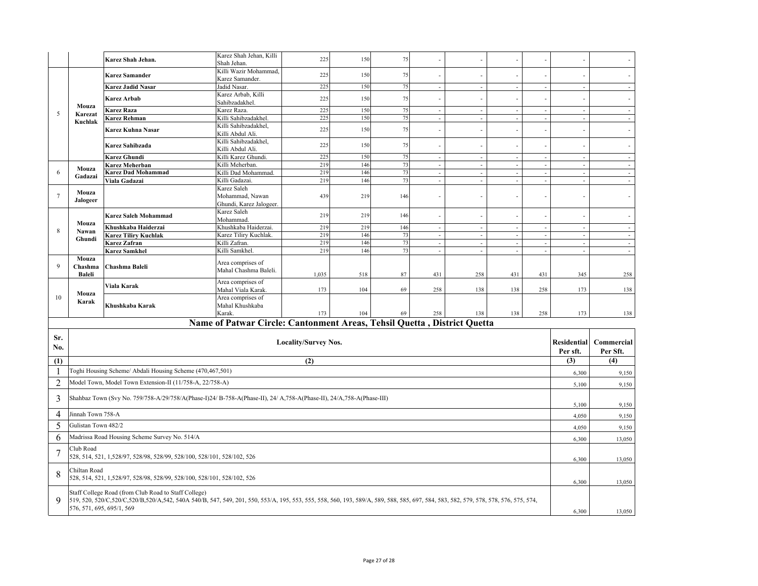| | | | | | | | | | | | | |
|---|---|---|---|---|---|---|---|---|---|---|---|---|
| | | Karez Shah Jehan. | Karez Shah Jehan, Killi Shah Jehan. | 225 | 150 | 75 | - | - | - | - | - | - |
| 5 | Mouza Karezat Kuchlak | Karez Samander | Killi Wazir Mohammad, Karez Samander. | 225 | 150 | 75 | - | - | - | - | - | - |
| | | Karez Jadid Nasar | Jadid Nasar. | 225 | 150 | 75 | - | - | - | - | - | - |
| | | Karez Arbab | Karez Arbab, Killi Sahibzadakhel. | 225 | 150 | 75 | - | - | - | - | - | - |
| | | Karez Raza | Karez Raza. | 225 | 150 | 75 | - | - | - | - | - | - |
| | | Karez Rehman | Killi Sahibzadakhel. | 225 | 150 | 75 | - | - | - | - | - | - |
| | | Karez Kuhna Nasar | Killi Sahibzadakhel, Killi Abdul Ali. | 225 | 150 | 75 | - | - | - | - | - | - |
| | | Karez Sahibzada | Killi Sahibzadakhel, Killi Abdul Ali. | 225 | 150 | 75 | - | - | - | - | - | - |
| | | Karez Ghundi | Killi Karez Ghundi. | 225 | 150 | 75 | - | - | - | - | - | - |
| 6 | Mouza Gadazai | Karez Meherban | Killi Meherban. | 219 | 146 | 73 | - | - | - | - | - | - |
| | | Karez Dad Mohammad | Killi Dad Mohammad. | 219 | 146 | 73 | - | - | - | - | - | - |
| | | Viala Gadazai | Killi Gadazai. | 219 | 146 | 73 | - | - | - | - | - | - |
| 7 | Mouza Jalogeer | | Karez Saleh Mohammad, Nawan Ghundi, Karez Jalogeer. | 439 | 219 | 146 | - | - | - | - | - | - |
| 8 | Mouza Nawan Ghundi | Karez Saleh Mohammad | Karez Saleh Mohammad. | 219 | 219 | 146 | - | - | - | - | - | - |
| | | Khushkaba Haiderzai | Khushkaba Haiderzai. | 219 | 219 | 146 | - | - | - | - | - | - |
| | | Karez Tiliry Kuchlak | Karez Tiliry Kuchlak. | 219 | 146 | 73 | - | - | - | - | - | - |
| | | Karez Zafran | Killi Zafran. | 219 | 146 | 73 | - | - | - | - | - | - |
| | | Karez Samkhel | Killi Samkhel. | 219 | 146 | 73 | - | - | - | - | - | - |
| 9 | Mouza Chashma Baleli | Chashma Baleli | Area comprises of Mahal Chashma Baleli. | 1,035 | 518 | 87 | 431 | 258 | 431 | 431 | 345 | 258 |
| 10 | Mouza Karak | Viala Karak | Area comprises of Mahal Viala Karak. | 173 | 104 | 69 | 258 | 138 | 138 | 258 | 173 | 138 |
| | | Khushkaba Karak | Area comprises of Mahal Khushkaba Karak. | 173 | 104 | 69 | 258 | 138 | 138 | 258 | 173 | 138 |

## Name of Patwar Circle: Cantonment Areas, Tehsil Quetta , District Quetta

| Sr. No. | Locality/Survey Nos. | Residential Per sft. | Commercial Per Sft. |
|---|---|---|---|
| (1) | (2) | (3) | (4) |
| 1 | Toghi Housing Scheme/ Abdali Housing Scheme (470,467,501) | 6,300 | 9,150 |
| 2 | Model Town, Model Town Extension-II (11/758-A, 22/758-A) | 5,100 | 9,150 |
| 3 | Shahbaz Town (Svy No. 759/758-A/29/758/A(Phase-I)24/ B-758-A(Phase-II), 24/ A,758-A(Phase-II), 24/A,758-A(Phase-III) | 5,100 | 9,150 |
| 4 | Jinnah Town 758-A | 4,050 | 9,150 |
| 5 | Gulistan Town 482/2 | 4,050 | 9,150 |
| 6 | Madrissa Road Housing Scheme Survey No. 514/A | 6,300 | 13,050 |
| 7 | Club Road 528, 514, 521, 1,528/97, 528/98, 528/99, 528/100, 528/101, 528/102, 526 | 6,300 | 13,050 |
| 8 | Chiltan Road 528, 514, 521, 1,528/97, 528/98, 528/99, 528/100, 528/101, 528/102, 526 | 6,300 | 13,050 |
| 9 | Staff College Road (from Club Road to Staff College) 519, 520, 520/C,520/C,520/B,520/A,542, 540A 540/B, 547, 549, 201, 550, 553/A, 195, 553, 555, 558, 560, 193, 589/A, 589, 588, 585, 697, 584, 583, 582, 579, 578, 578, 576, 575, 574, 576, 571, 695, 695/1, 569 | 6,300 | 13,050 |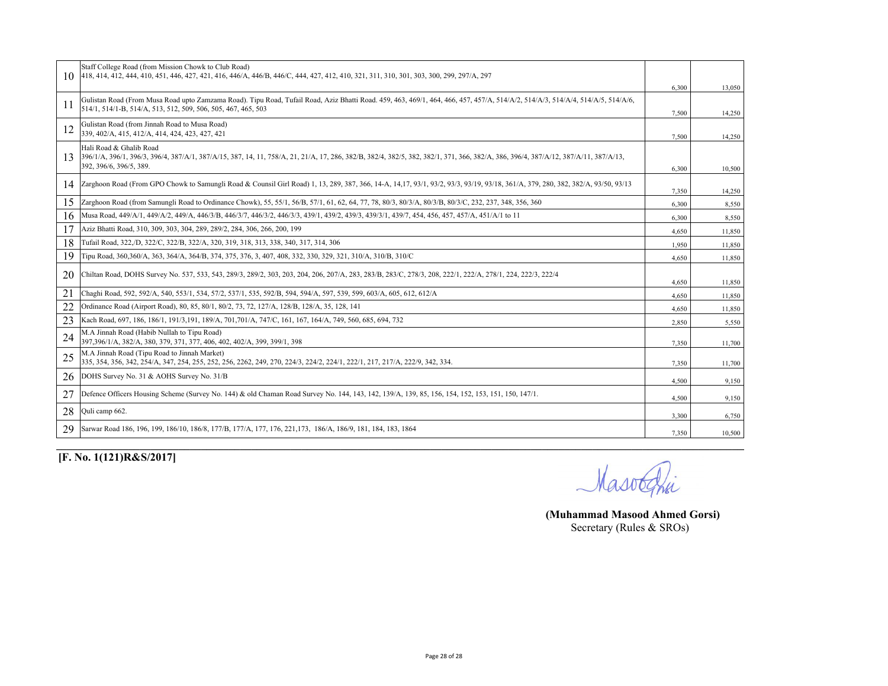| | | | |
|---|---|---|---|
| 10 | Staff College Road (from Mission Chowk to Club Road)<br>418, 414, 412, 444, 410, 451, 446, 427, 421, 416, 446/A, 446/B, 446/C, 444, 427, 412, 410, 321, 311, 310, 301, 303, 300, 299, 297/A, 297 | 6,300 | 13,050 |
| 11 | Gulistan Road (From Musa Road upto Zamzama Road). Tipu Road, Tufail Road, Aziz Bhatti Road. 459, 463, 469/1, 464, 466, 457, 457/A, 514/A/2, 514/A/3, 514/A/4, 514/A/5, 514/A/6, 514/1, 514/1-B, 514/A, 513, 512, 509, 506, 505, 467, 465, 503 | 7,500 | 14,250 |
| 12 | Gulistan Road (from Jinnah Road to Musa Road)<br>339, 402/A, 415, 412/A, 414, 424, 423, 427, 421 | 7,500 | 14,250 |
| 13 | Hali Road & Ghalib Road<br>396/1/A, 396/1, 396/3, 396/4, 387/A/1, 387/A/15, 387, 14, 11, 758/A, 21, 21/A, 17, 286, 382/B, 382/4, 382/5, 382, 382/1, 371, 366, 382/A, 386, 396/4, 387/A/12, 387/A/11, 387/A/13, 392, 396/6, 396/5, 389. | 6,300 | 10,500 |
| 14 | Zarghoon Road (From GPO Chowk to Samungli Road & Counsil Girl Road) 1, 13, 289, 387, 366, 14-A, 14,17, 93/1, 93/2, 93/3, 93/19, 93/18, 361/A, 379, 280, 382, 382/A, 93/50, 93/13 | 7,350 | 14,250 |
| 15 | Zarghoon Road (from Samungli Road to Ordinance Chowk), 55, 55/1, 56/B, 57/1, 61, 62, 64, 77, 78, 80/3, 80/3/A, 80/3/B, 80/3/C, 232, 237, 348, 356, 360 | 6,300 | 8,550 |
| 16 | Musa Road, 449/A/1, 449/A/2, 449/A, 446/3/B, 446/3/7, 446/3/2, 446/3/3, 439/1, 439/2, 439/3, 439/3/1, 439/7, 454, 456, 457, 457/A, 451/A/1 to 11 | 6,300 | 8,550 |
| 17 | Aziz Bhatti Road, 310, 309, 303, 304, 289, 289/2, 284, 306, 266, 200, 199 | 4,650 | 11,850 |
| 18 | Tufail Road, 322,/D, 322/C, 322/B, 322/A, 320, 319, 318, 313, 338, 340, 317, 314, 306 | 1,950 | 11,850 |
| 19 | Tipu Road, 360,360/A, 363, 364/A, 364/B, 374, 375, 376, 3, 407, 408, 332, 330, 329, 321, 310/A, 310/B, 310/C | 4,650 | 11,850 |
| 20 | Chiltan Road, DOHS Survey No. 537, 533, 543, 289/3, 289/2, 303, 203, 204, 206, 207/A, 283, 283/B, 283/C, 278/3, 208, 222/1, 222/A, 278/1, 224, 222/3, 222/4 | 4,650 | 11,850 |
| 21 | Chaghi Road, 592, 592/A, 540, 553/1, 534, 57/2, 537/1, 535, 592/B, 594, 594/A, 597, 539, 599, 603/A, 605, 612, 612/A | 4,650 | 11,850 |
| 22 | Ordinance Road (Airport Road), 80, 85, 80/1, 80/2, 73, 72, 127/A, 128/B, 128/A, 35, 128, 141 | 4,650 | 11,850 |
| 23 | Kach Road, 697, 186, 186/1, 191/3,191, 189/A, 701,701/A, 747/C, 161, 167, 164/A, 749, 560, 685, 694, 732 | 2,850 | 5,550 |
| 24 | M.A Jinnah Road (Habib Nullah to Tipu Road)<br>397,396/1/A, 382/A, 380, 379, 371, 377, 406, 402, 402/A, 399, 399/1, 398 | 7,350 | 11,700 |
| 25 | M.A Jinnah Road (Tipu Road to Jinnah Market)<br>335, 354, 356, 342, 254/A, 347, 254, 255, 252, 256, 2262, 249, 270, 224/3, 224/2, 224/1, 222/1, 217, 217/A, 222/9, 342, 334. | 7,350 | 11,700 |
| 26 | DOHS Survey No. 31 & AOHS Survey No. 31/B | 4,500 | 9,150 |
| 27 | Defence Officers Housing Scheme (Survey No. 144) & old Chaman Road Survey No. 144, 143, 142, 139/A, 139, 85, 156, 154, 152, 153, 151, 150, 147/1. | 4,500 | 9,150 |
| 28 | Quli camp 662. | 3,300 | 6,750 |
| 29 | Sarwar Road 186, 196, 199, 186/10, 186/8, 177/B, 177/A, 177, 176, 221,173, 186/A, 186/9, 181, 184, 183, 1864 | 7,350 | 10,500 |

**[F. No. 1(121)R&S/2017]**

**(Muhammad Masood Ahmed Gorsi)**
Secretary (Rules & SROs)